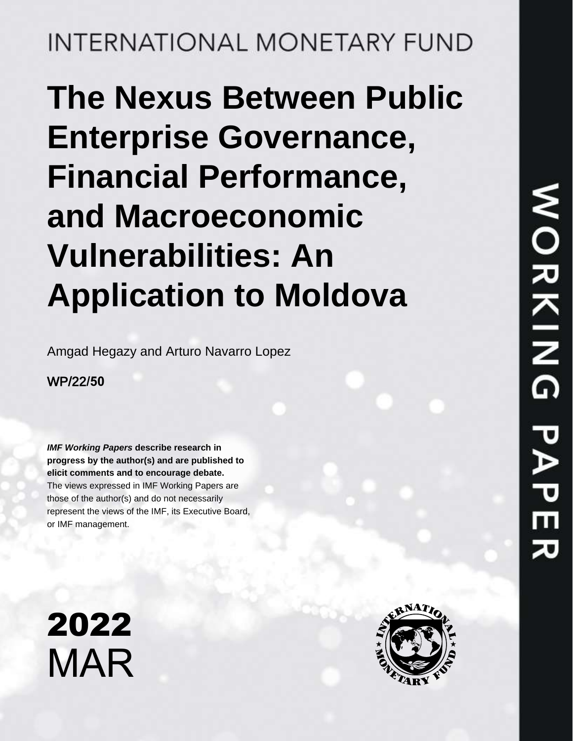INTERNATIONAL MONETARY FUND

# The Nexus Between Public Enterprise Governance, Financial Performance, and Macroeconomic Vulnerabilities: An Application to Moldova

Amgad Hegazy and Arturo Navarro Lopez

WP/22/50

***IMF Working Papers* describe research in progress by the author(s) and are published to elicit comments and to encourage debate.**
The views expressed in IMF Working Papers are those of the author(s) and do not necessarily represent the views of the IMF, its Executive Board, or IMF management.

**2022**
MAR

WORKING PAPER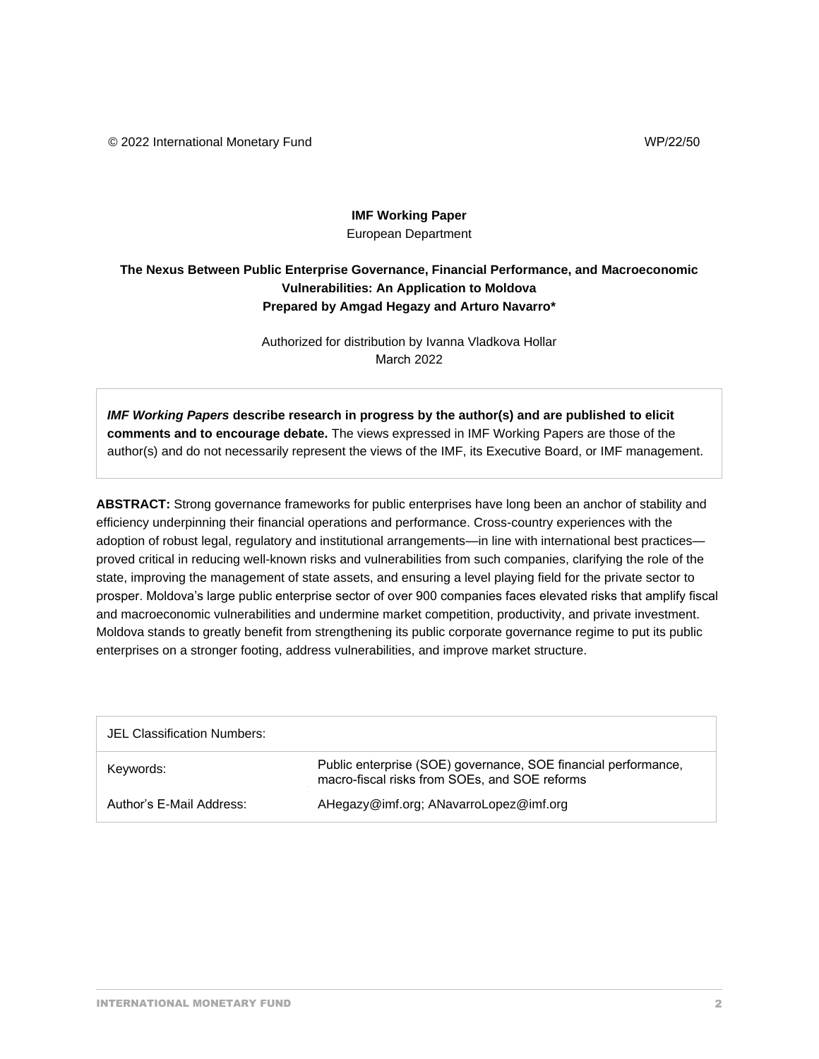© 2022 International Monetary Fund WP/22/50

**IMF Working Paper**
European Department

**The Nexus Between Public Enterprise Governance, Financial Performance, and Macroeconomic Vulnerabilities: An Application to Moldova**
**Prepared by Amgad Hegazy and Arturo Navarro***

Authorized for distribution by Ivanna Vladkova Hollar
March 2022

***IMF Working Papers* describe research in progress by the author(s) and are published to elicit comments and to encourage debate.** The views expressed in IMF Working Papers are those of the author(s) and do not necessarily represent the views of the IMF, its Executive Board, or IMF management.

**ABSTRACT:** Strong governance frameworks for public enterprises have long been an anchor of stability and efficiency underpinning their financial operations and performance. Cross-country experiences with the adoption of robust legal, regulatory and institutional arrangements—in line with international best practices—proved critical in reducing well-known risks and vulnerabilities from such companies, clarifying the role of the state, improving the management of state assets, and ensuring a level playing field for the private sector to prosper. Moldova's large public enterprise sector of over 900 companies faces elevated risks that amplify fiscal and macroeconomic vulnerabilities and undermine market competition, productivity, and private investment. Moldova stands to greatly benefit from strengthening its public corporate governance regime to put its public enterprises on a stronger footing, address vulnerabilities, and improve market structure.

| JEL Classification Numbers: | |
|---|---|
| Keywords: | Public enterprise (SOE) governance, SOE financial performance, macro-fiscal risks from SOEs, and SOE reforms |
| Author's E-Mail Address: | AHegazy@imf.org; ANavarroLopez@imf.org |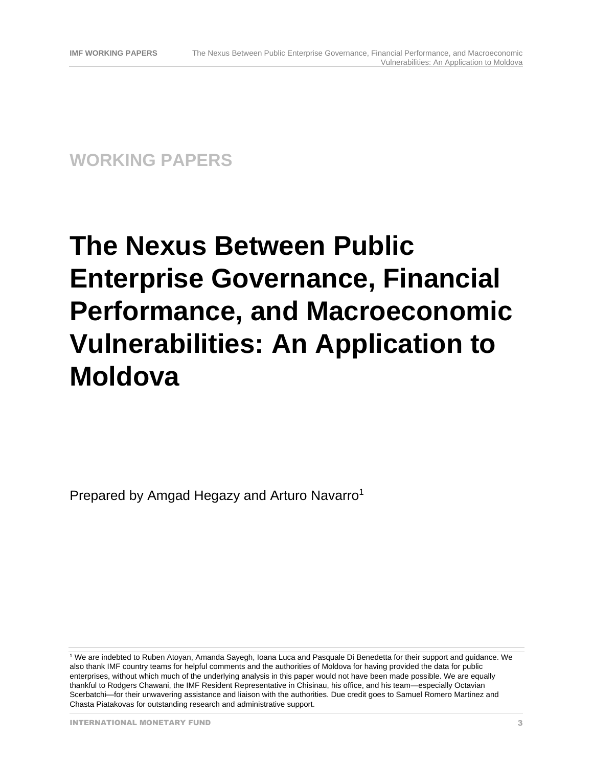WORKING PAPERS

# The Nexus Between Public Enterprise Governance, Financial Performance, and Macroeconomic Vulnerabilities: An Application to Moldova

Prepared by Amgad Hegazy and Arturo Navarro[1]

[1] We are indebted to Ruben Atoyan, Amanda Sayegh, Ioana Luca and Pasquale Di Benedetta for their support and guidance. We also thank IMF country teams for helpful comments and the authorities of Moldova for having provided the data for public enterprises, without which much of the underlying analysis in this paper would not have been made possible. We are equally thankful to Rodgers Chawani, the IMF Resident Representative in Chisinau, his office, and his team—especially Octavian Scerbatchi—for their unwavering assistance and liaison with the authorities. Due credit goes to Samuel Romero Martinez and Chasta Piatakovas for outstanding research and administrative support.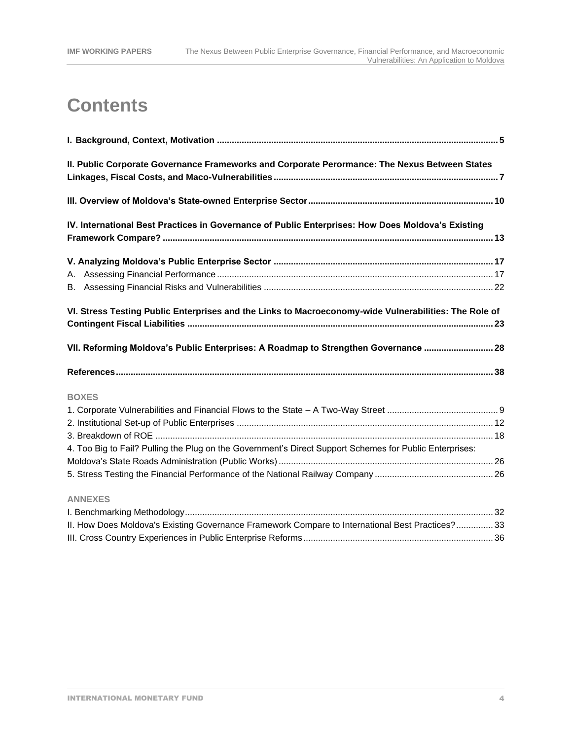# Contents

**I. Background, Context, Motivation ........................................................................................................ 5**

**II. Public Corporate Governance Frameworks and Corporate Perormance: The Nexus Between States Linkages, Fiscal Costs, and Maco-Vulnerabilities ..................................................................................... 7**

**III. Overview of Moldova's State-owned Enterprise Sector ........................................................................ 10**

**IV. International Best Practices in Governance of Public Enterprises: How Does Moldova's Existing Framework Compare? ................................................................................................................................ 13**

**V. Analyzing Moldova's Public Enterprise Sector ...................................................................................... 17**

A. Assessing Financial Performance ............................................................................................................ 17

B. Assessing Financial Risks and Vulnerabilities ........................................................................................ 22

**VI. Stress Testing Public Enterprises and the Links to Macroeconomy-wide Vulnerabilities: The Role of Contingent Fiscal Liabilities ................................................................................................................... 23**

**VII. Reforming Moldova's Public Enterprises: A Roadmap to Strengthen Governance ........................... 28**

**References ................................................................................................................................................. 38**

**BOXES**

1. Corporate Vulnerabilities and Financial Flows to the State – A Two-Way Street ............................................. 9
2. Institutional Set-up of Public Enterprises ....................................................................................................... 12
3. Breakdown of ROE ........................................................................................................................................ 18
4. Too Big to Fail? Pulling the Plug on the Government's Direct Support Schemes for Public Enterprises: Moldova's State Roads Administration (Public Works) ...................................................................................... 26
5. Stress Testing the Financial Performance of the National Railway Company ............................................... 26

**ANNEXES**

I. Benchmarking Methodology ............................................................................................................................ 32

II. How Does Moldova's Existing Governance Framework Compare to International Best Practices? ............... 33

III. Cross Country Experiences in Public Enterprise Reforms ............................................................................ 36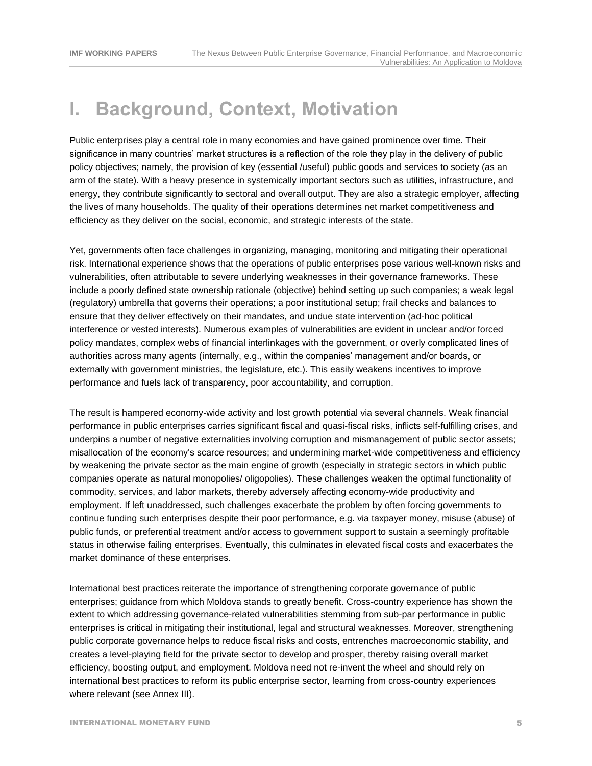# I. Background, Context, Motivation

Public enterprises play a central role in many economies and have gained prominence over time. Their significance in many countries' market structures is a reflection of the role they play in the delivery of public policy objectives; namely, the provision of key (essential /useful) public goods and services to society (as an arm of the state). With a heavy presence in systemically important sectors such as utilities, infrastructure, and energy, they contribute significantly to sectoral and overall output. They are also a strategic employer, affecting the lives of many households. The quality of their operations determines net market competitiveness and efficiency as they deliver on the social, economic, and strategic interests of the state.

Yet, governments often face challenges in organizing, managing, monitoring and mitigating their operational risk. International experience shows that the operations of public enterprises pose various well-known risks and vulnerabilities, often attributable to severe underlying weaknesses in their governance frameworks. These include a poorly defined state ownership rationale (objective) behind setting up such companies; a weak legal (regulatory) umbrella that governs their operations; a poor institutional setup; frail checks and balances to ensure that they deliver effectively on their mandates, and undue state intervention (ad-hoc political interference or vested interests). Numerous examples of vulnerabilities are evident in unclear and/or forced policy mandates, complex webs of financial interlinkages with the government, or overly complicated lines of authorities across many agents (internally, e.g., within the companies' management and/or boards, or externally with government ministries, the legislature, etc.). This easily weakens incentives to improve performance and fuels lack of transparency, poor accountability, and corruption.

The result is hampered economy-wide activity and lost growth potential via several channels. Weak financial performance in public enterprises carries significant fiscal and quasi-fiscal risks, inflicts self-fulfilling crises, and underpins a number of negative externalities involving corruption and mismanagement of public sector assets; misallocation of the economy's scarce resources; and undermining market-wide competitiveness and efficiency by weakening the private sector as the main engine of growth (especially in strategic sectors in which public companies operate as natural monopolies/ oligopolies). These challenges weaken the optimal functionality of commodity, services, and labor markets, thereby adversely affecting economy-wide productivity and employment. If left unaddressed, such challenges exacerbate the problem by often forcing governments to continue funding such enterprises despite their poor performance, e.g. via taxpayer money, misuse (abuse) of public funds, or preferential treatment and/or access to government support to sustain a seemingly profitable status in otherwise failing enterprises. Eventually, this culminates in elevated fiscal costs and exacerbates the market dominance of these enterprises.

International best practices reiterate the importance of strengthening corporate governance of public enterprises; guidance from which Moldova stands to greatly benefit. Cross-country experience has shown the extent to which addressing governance-related vulnerabilities stemming from sub-par performance in public enterprises is critical in mitigating their institutional, legal and structural weaknesses. Moreover, strengthening public corporate governance helps to reduce fiscal risks and costs, entrenches macroeconomic stability, and creates a level-playing field for the private sector to develop and prosper, thereby raising overall market efficiency, boosting output, and employment. Moldova need not re-invent the wheel and should rely on international best practices to reform its public enterprise sector, learning from cross-country experiences where relevant (see Annex III).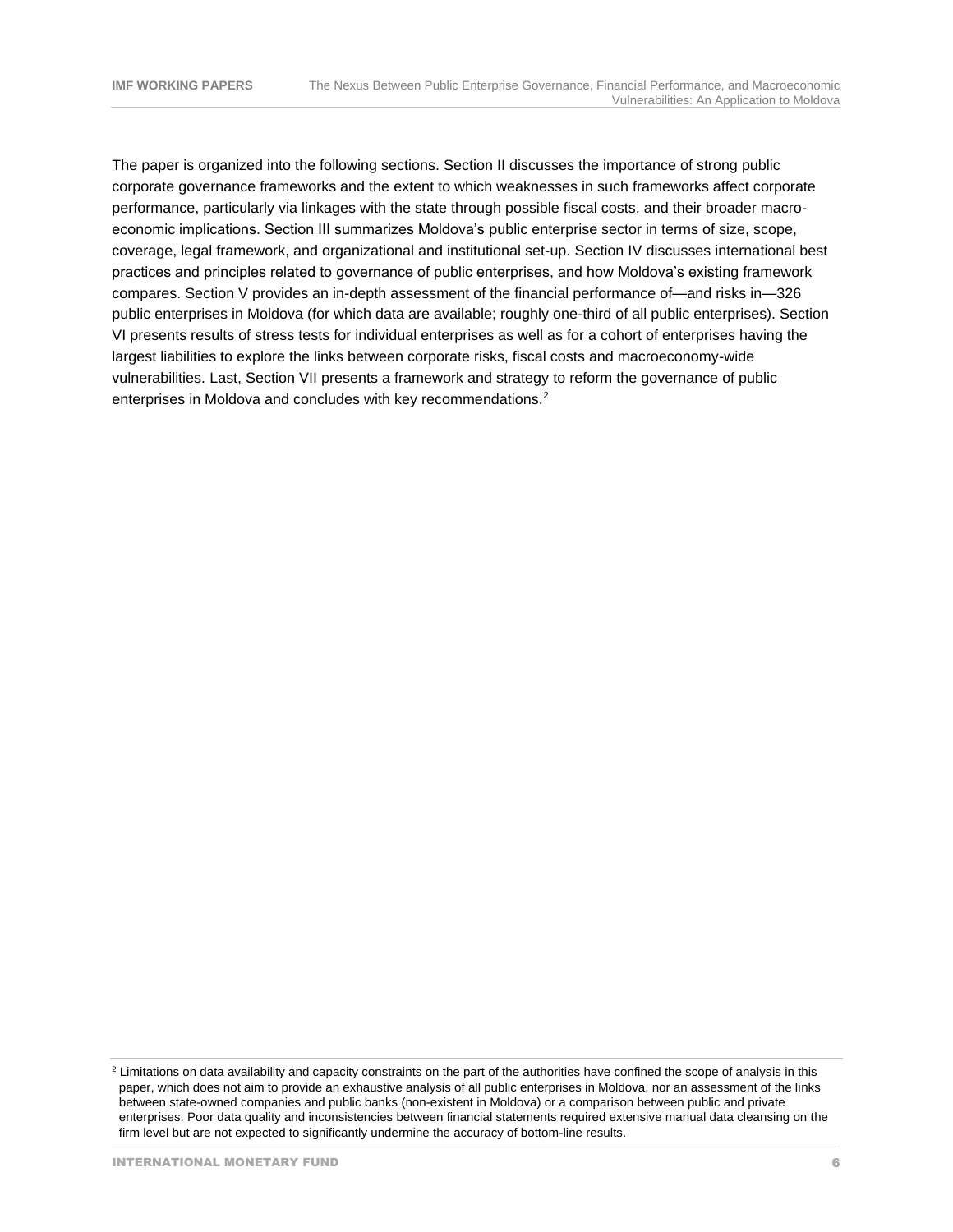The paper is organized into the following sections. Section II discusses the importance of strong public corporate governance frameworks and the extent to which weaknesses in such frameworks affect corporate performance, particularly via linkages with the state through possible fiscal costs, and their broader macro-economic implications. Section III summarizes Moldova's public enterprise sector in terms of size, scope, coverage, legal framework, and organizational and institutional set-up. Section IV discusses international best practices and principles related to governance of public enterprises, and how Moldova's existing framework compares. Section V provides an in-depth assessment of the financial performance of—and risks in—326 public enterprises in Moldova (for which data are available; roughly one-third of all public enterprises). Section VI presents results of stress tests for individual enterprises as well as for a cohort of enterprises having the largest liabilities to explore the links between corporate risks, fiscal costs and macroeconomy-wide vulnerabilities. Last, Section VII presents a framework and strategy to reform the governance of public enterprises in Moldova and concludes with key recommendations.[2]

[2] Limitations on data availability and capacity constraints on the part of the authorities have confined the scope of analysis in this paper, which does not aim to provide an exhaustive analysis of all public enterprises in Moldova, nor an assessment of the links between state-owned companies and public banks (non-existent in Moldova) or a comparison between public and private enterprises. Poor data quality and inconsistencies between financial statements required extensive manual data cleansing on the firm level but are not expected to significantly undermine the accuracy of bottom-line results.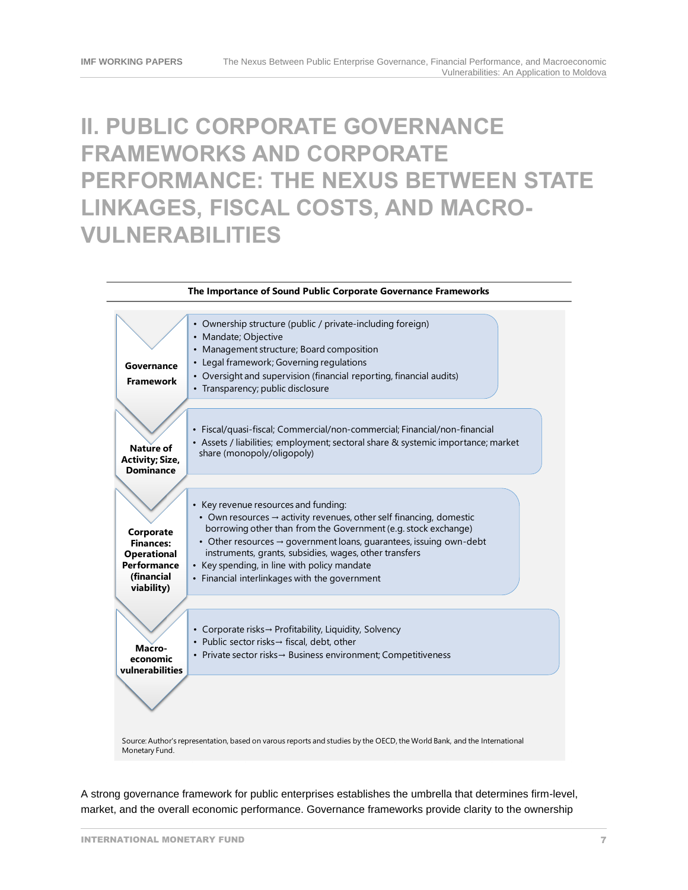# II. PUBLIC CORPORATE GOVERNANCE FRAMEWORKS AND CORPORATE PERFORMANCE: THE NEXUS BETWEEN STATE LINKAGES, FISCAL COSTS, AND MACRO-VULNERABILITIES

**The Importance of Sound Public Corporate Governance Frameworks**

| | |
|---|---|
| **Governance Framework** | • Ownership structure (public / private-including foreign)<br>• Mandate; Objective<br>• Management structure; Board composition<br>• Legal framework; Governing regulations<br>• Oversight and supervision (financial reporting, financial audits)<br>• Transparency; public disclosure |
| **Nature of Activity; Size, Dominance** | • Fiscal/quasi-fiscal; Commercial/non-commercial; Financial/non-financial<br>• Assets / liabilities; employment; sectoral share & systemic importance; market share (monopoly/oligopoly) |
| **Corporate Finances: Operational Performance (financial viability)** | • Key revenue resources and funding:<br>  • Own resources → activity revenues, other self financing, domestic borrowing other than from the Government (e.g. stock exchange)<br>  • Other resources → government loans, guarantees, issuing own-debt instruments, grants, subsidies, wages, other transfers<br>• Key spending, in line with policy mandate<br>• Financial interlinkages with the government |
| **Macro-economic vulnerabilities** | • Corporate risks→ Profitability, Liquidity, Solvency<br>• Public sector risks→ fiscal, debt, other<br>• Private sector risks→ Business environment; Competitiveness |

Source: Author's representation, based on varous reports and studies by the OECD, the World Bank, and the International Monetary Fund.

A strong governance framework for public enterprises establishes the umbrella that determines firm-level, market, and the overall economic performance. Governance frameworks provide clarity to the ownership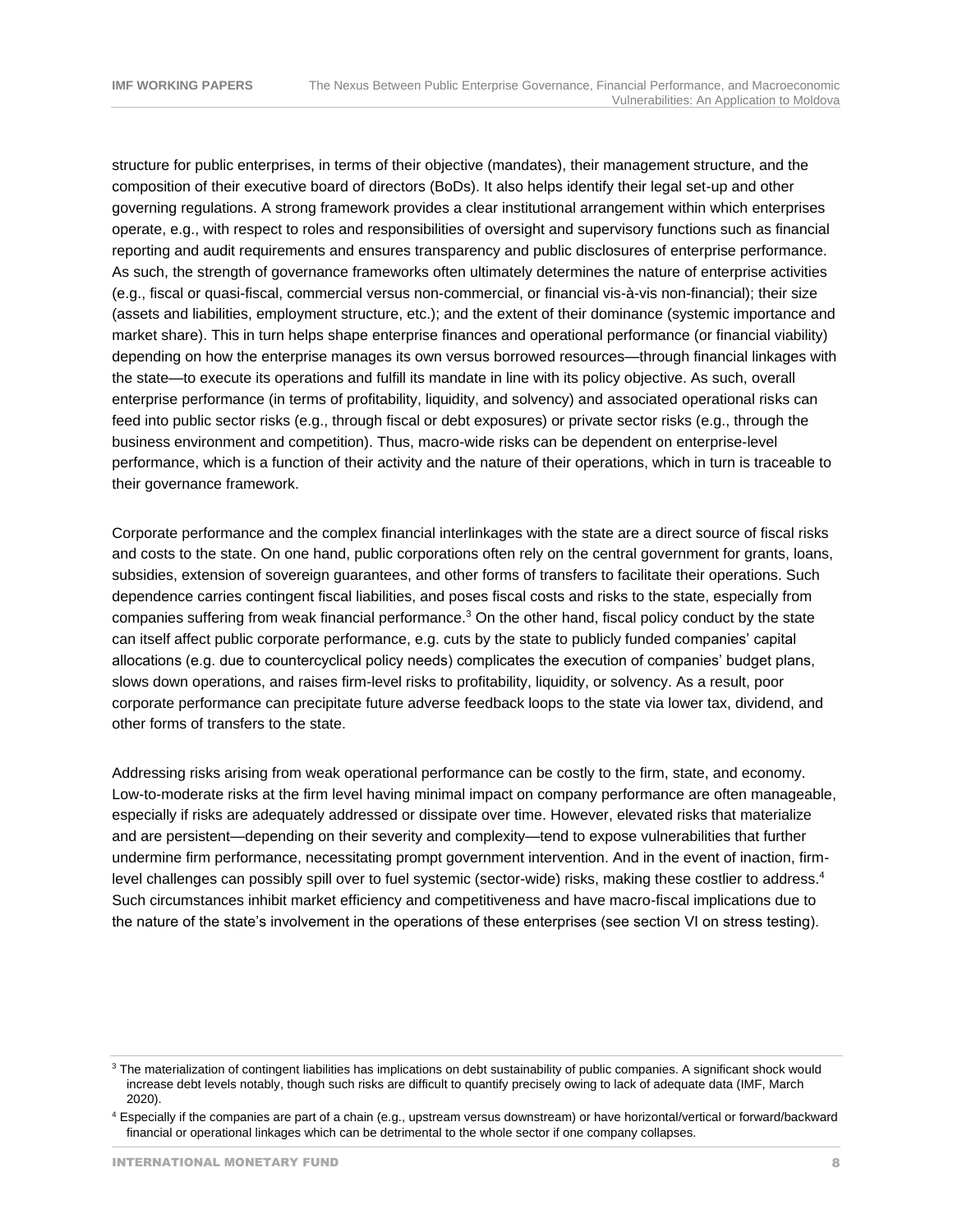structure for public enterprises, in terms of their objective (mandates), their management structure, and the composition of their executive board of directors (BoDs). It also helps identify their legal set-up and other governing regulations. A strong framework provides a clear institutional arrangement within which enterprises operate, e.g., with respect to roles and responsibilities of oversight and supervisory functions such as financial reporting and audit requirements and ensures transparency and public disclosures of enterprise performance. As such, the strength of governance frameworks often ultimately determines the nature of enterprise activities (e.g., fiscal or quasi-fiscal, commercial versus non-commercial, or financial vis-à-vis non-financial); their size (assets and liabilities, employment structure, etc.); and the extent of their dominance (systemic importance and market share). This in turn helps shape enterprise finances and operational performance (or financial viability) depending on how the enterprise manages its own versus borrowed resources—through financial linkages with the state—to execute its operations and fulfill its mandate in line with its policy objective. As such, overall enterprise performance (in terms of profitability, liquidity, and solvency) and associated operational risks can feed into public sector risks (e.g., through fiscal or debt exposures) or private sector risks (e.g., through the business environment and competition). Thus, macro-wide risks can be dependent on enterprise-level performance, which is a function of their activity and the nature of their operations, which in turn is traceable to their governance framework.

Corporate performance and the complex financial interlinkages with the state are a direct source of fiscal risks and costs to the state. On one hand, public corporations often rely on the central government for grants, loans, subsidies, extension of sovereign guarantees, and other forms of transfers to facilitate their operations. Such dependence carries contingent fiscal liabilities, and poses fiscal costs and risks to the state, especially from companies suffering from weak financial performance.[3] On the other hand, fiscal policy conduct by the state can itself affect public corporate performance, e.g. cuts by the state to publicly funded companies' capital allocations (e.g. due to countercyclical policy needs) complicates the execution of companies' budget plans, slows down operations, and raises firm-level risks to profitability, liquidity, or solvency. As a result, poor corporate performance can precipitate future adverse feedback loops to the state via lower tax, dividend, and other forms of transfers to the state.

Addressing risks arising from weak operational performance can be costly to the firm, state, and economy. Low-to-moderate risks at the firm level having minimal impact on company performance are often manageable, especially if risks are adequately addressed or dissipate over time. However, elevated risks that materialize and are persistent—depending on their severity and complexity—tend to expose vulnerabilities that further undermine firm performance, necessitating prompt government intervention. And in the event of inaction, firm-level challenges can possibly spill over to fuel systemic (sector-wide) risks, making these costlier to address.[4] Such circumstances inhibit market efficiency and competitiveness and have macro-fiscal implications due to the nature of the state's involvement in the operations of these enterprises (see section VI on stress testing).

[3] The materialization of contingent liabilities has implications on debt sustainability of public companies. A significant shock would increase debt levels notably, though such risks are difficult to quantify precisely owing to lack of adequate data (IMF, March 2020).

[4] Especially if the companies are part of a chain (e.g., upstream versus downstream) or have horizontal/vertical or forward/backward financial or operational linkages which can be detrimental to the whole sector if one company collapses.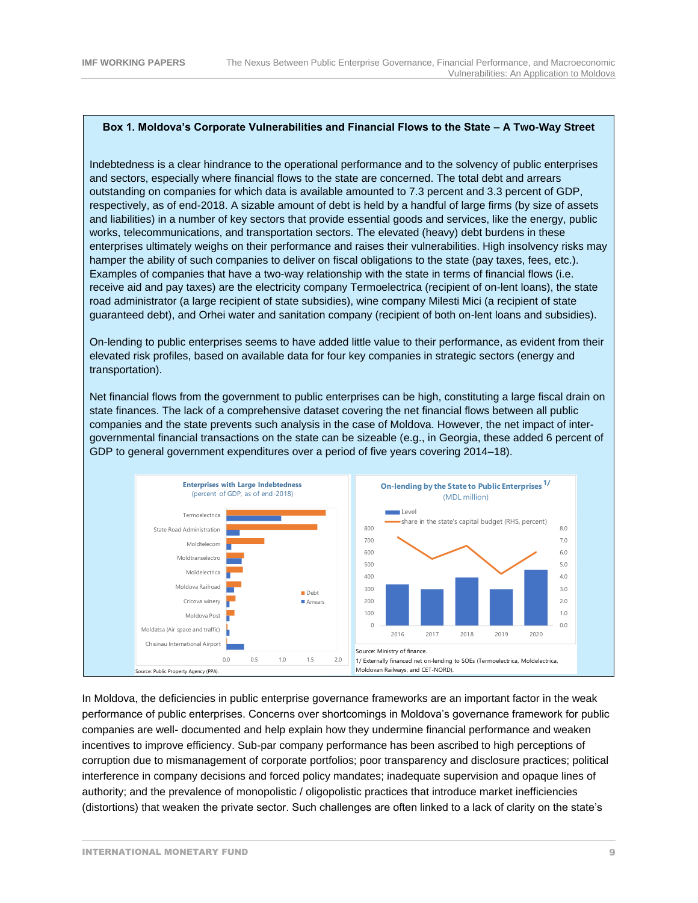**Box 1. Moldova's Corporate Vulnerabilities and Financial Flows to the State – A Two-Way Street**

Indebtedness is a clear hindrance to the operational performance and to the solvency of public enterprises and sectors, especially where financial flows to the state are concerned. The total debt and arrears outstanding on companies for which data is available amounted to 7.3 percent and 3.3 percent of GDP, respectively, as of end-2018. A sizable amount of debt is held by a handful of large firms (by size of assets and liabilities) in a number of key sectors that provide essential goods and services, like the energy, public works, telecommunications, and transportation sectors. The elevated (heavy) debt burdens in these enterprises ultimately weighs on their performance and raises their vulnerabilities. High insolvency risks may hamper the ability of such companies to deliver on fiscal obligations to the state (pay taxes, fees, etc.). Examples of companies that have a two-way relationship with the state in terms of financial flows (i.e. receive aid and pay taxes) are the electricity company Termoelectrica (recipient of on-lent loans), the state road administrator (a large recipient of state subsidies), wine company Milesti Mici (a recipient of state guaranteed debt), and Orhei water and sanitation company (recipient of both on-lent loans and subsidies).

On-lending to public enterprises seems to have added little value to their performance, as evident from their elevated risk profiles, based on available data for four key companies in strategic sectors (energy and transportation).

Net financial flows from the government to public enterprises can be high, constituting a large fiscal drain on state finances. The lack of a comprehensive dataset covering the net financial flows between all public companies and the state prevents such analysis in the case of Moldova. However, the net impact of inter-governmental financial transactions on the state can be sizeable (e.g., in Georgia, these added 6 percent of GDP to general government expenditures over a period of five years covering 2014–18).

**Enterprises with Large Indebtedness**
(percent of GDP, as of end-2018)

Termoelectrica; State Road Administration; Moldtelecom; Moldtranselectro; Moldelectrica; Moldova Railroad; Cricova winery; Moldova Post; Moldatsa (Air space and traffic); Chisinau International Airport

Debt; Arrears

Source: Public Property Agency (PPA).

**On-lending by the State to Public Enterprises**[1/]
(MDL million)

Level; share in the state's capital budget (RHS, percent)

Source: Ministry of finance.
1/ Externally financed net on-lending to SOEs (Termoelectrica, Moldelectrica, Moldovan Railways, and CET-NORD).

In Moldova, the deficiencies in public enterprise governance frameworks are an important factor in the weak performance of public enterprises. Concerns over shortcomings in Moldova's governance framework for public companies are well- documented and help explain how they undermine financial performance and weaken incentives to improve efficiency. Sub-par company performance has been ascribed to high perceptions of corruption due to mismanagement of corporate portfolios; poor transparency and disclosure practices; political interference in company decisions and forced policy mandates; inadequate supervision and opaque lines of authority; and the prevalence of monopolistic / oligopolistic practices that introduce market inefficiencies (distortions) that weaken the private sector. Such challenges are often linked to a lack of clarity on the state's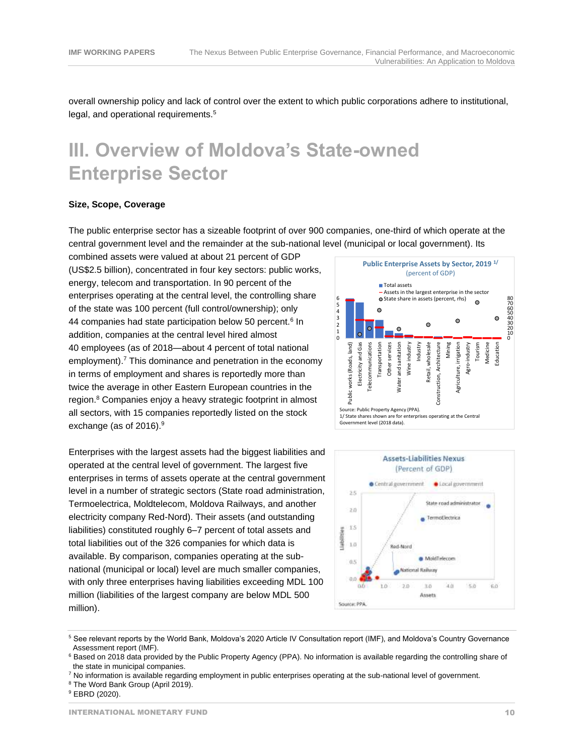overall ownership policy and lack of control over the extent to which public corporations adhere to institutional, legal, and operational requirements.[5]

# III. Overview of Moldova's State-owned Enterprise Sector

**Size, Scope, Coverage**

The public enterprise sector has a sizeable footprint of over 900 companies, one-third of which operate at the central government level and the remainder at the sub-national level (municipal or local government). Its combined assets were valued at about 21 percent of GDP (US$2.5 billion), concentrated in four key sectors: public works, energy, telecom and transportation. In 90 percent of the enterprises operating at the central level, the controlling share of the state was 100 percent (full control/ownership); only 44 companies had state participation below 50 percent.[6] In addition, companies at the central level hired almost 40 employees (as of 2018—about 4 percent of total national employment).[7] This dominance and penetration in the economy in terms of employment and shares is reportedly more than twice the average in other Eastern European countries in the region.[8] Companies enjoy a heavy strategic footprint in almost all sectors, with 15 companies reportedly listed on the stock exchange (as of 2016).[9]

Public Enterprise Assets by Sector, 2019 1/
(percent of GDP)

Source: Public Property Agency (PPA).
1/ State shares shown are for enterprises operating at the Central Government level (2018 data).

Enterprises with the largest assets had the biggest liabilities and operated at the central level of government. The largest five enterprises in terms of assets operate at the central government level in a number of strategic sectors (State road administration, Termoelectrica, Moldtelecom, Moldova Railways, and another electricity company Red-Nord). Their assets (and outstanding liabilities) constituted roughly 6–7 percent of total assets and total liabilities out of the 326 companies for which data is available. By comparison, companies operating at the sub-national (municipal or local) level are much smaller companies, with only three enterprises having liabilities exceeding MDL 100 million (liabilities of the largest company are below MDL 500 million).

Assets-Liabilities Nexus
(Percent of GDP)

Source: PPA.

[5] See relevant reports by the World Bank, Moldova's 2020 Article IV Consultation report (IMF), and Moldova's Country Governance Assessment report (IMF).

[6] Based on 2018 data provided by the Public Property Agency (PPA). No information is available regarding the controlling share of the state in municipal companies.

[7] No information is available regarding employment in public enterprises operating at the sub-national level of government.

[8] The Word Bank Group (April 2019).

[9] EBRD (2020).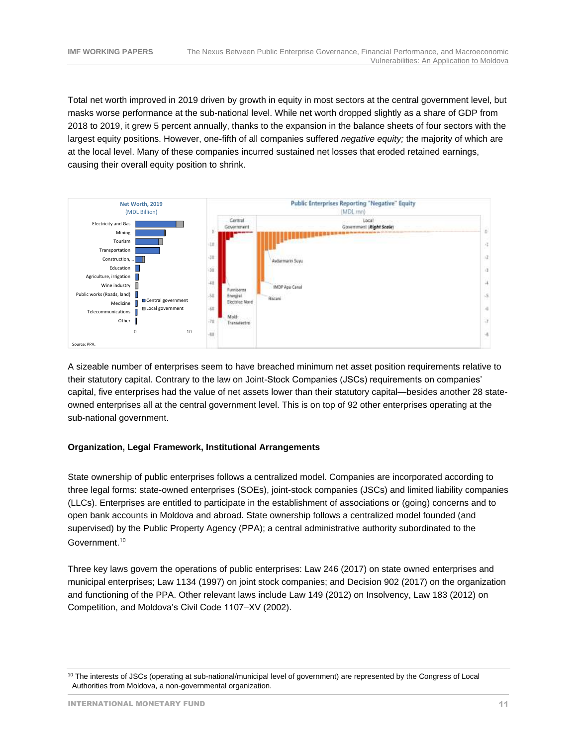Total net worth improved in 2019 driven by growth in equity in most sectors at the central government level, but masks worse performance at the sub-national level. While net worth dropped slightly as a share of GDP from 2018 to 2019, it grew 5 percent annually, thanks to the expansion in the balance sheets of four sectors with the largest equity positions. However, one-fifth of all companies suffered *negative equity;* the majority of which are at the local level. Many of these companies incurred sustained net losses that eroded retained earnings, causing their overall equity position to shrink.

A sizeable number of enterprises seem to have breached minimum net asset position requirements relative to their statutory capital. Contrary to the law on Joint-Stock Companies (JSCs) requirements on companies' capital, five enterprises had the value of net assets lower than their statutory capital—besides another 28 state-owned enterprises all at the central government level. This is on top of 92 other enterprises operating at the sub-national government.

**Organization, Legal Framework, Institutional Arrangements**

State ownership of public enterprises follows a centralized model. Companies are incorporated according to three legal forms: state-owned enterprises (SOEs), joint-stock companies (JSCs) and limited liability companies (LLCs). Enterprises are entitled to participate in the establishment of associations or (going) concerns and to open bank accounts in Moldova and abroad. State ownership follows a centralized model founded (and supervised) by the Public Property Agency (PPA); a central administrative authority subordinated to the Government.[10]

Three key laws govern the operations of public enterprises: Law 246 (2017) on state owned enterprises and municipal enterprises; Law 1134 (1997) on joint stock companies; and Decision 902 (2017) on the organization and functioning of the PPA. Other relevant laws include Law 149 (2012) on Insolvency, Law 183 (2012) on Competition, and Moldova's Civil Code 1107–XV (2002).

[10] The interests of JSCs (operating at sub-national/municipal level of government) are represented by the Congress of Local Authorities from Moldova, a non-governmental organization.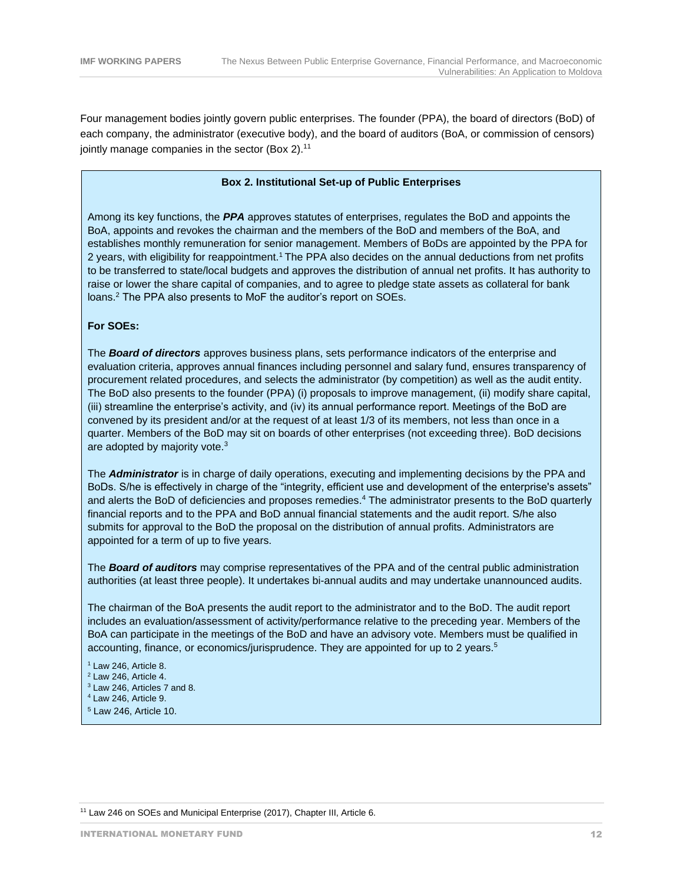Four management bodies jointly govern public enterprises. The founder (PPA), the board of directors (BoD) of each company, the administrator (executive body), and the board of auditors (BoA, or commission of censors) jointly manage companies in the sector (Box 2).[11]

**Box 2. Institutional Set-up of Public Enterprises**

Among its key functions, the ***PPA*** approves statutes of enterprises, regulates the BoD and appoints the BoA, appoints and revokes the chairman and the members of the BoD and members of the BoA, and establishes monthly remuneration for senior management. Members of BoDs are appointed by the PPA for 2 years, with eligibility for reappointment.[1] The PPA also decides on the annual deductions from net profits to be transferred to state/local budgets and approves the distribution of annual net profits. It has authority to raise or lower the share capital of companies, and to agree to pledge state assets as collateral for bank loans.[2] The PPA also presents to MoF the auditor's report on SOEs.

**For SOEs:**

The ***Board of directors*** approves business plans, sets performance indicators of the enterprise and evaluation criteria, approves annual finances including personnel and salary fund, ensures transparency of procurement related procedures, and selects the administrator (by competition) as well as the audit entity. The BoD also presents to the founder (PPA) (i) proposals to improve management, (ii) modify share capital, (iii) streamline the enterprise's activity, and (iv) its annual performance report. Meetings of the BoD are convened by its president and/or at the request of at least 1/3 of its members, not less than once in a quarter. Members of the BoD may sit on boards of other enterprises (not exceeding three). BoD decisions are adopted by majority vote.[3]

The ***Administrator*** is in charge of daily operations, executing and implementing decisions by the PPA and BoDs. S/he is effectively in charge of the "integrity, efficient use and development of the enterprise's assets" and alerts the BoD of deficiencies and proposes remedies.[4] The administrator presents to the BoD quarterly financial reports and to the PPA and BoD annual financial statements and the audit report. S/he also submits for approval to the BoD the proposal on the distribution of annual profits. Administrators are appointed for a term of up to five years.

The ***Board of auditors*** may comprise representatives of the PPA and of the central public administration authorities (at least three people). It undertakes bi-annual audits and may undertake unannounced audits.

The chairman of the BoA presents the audit report to the administrator and to the BoD. The audit report includes an evaluation/assessment of activity/performance relative to the preceding year. Members of the BoA can participate in the meetings of the BoD and have an advisory vote. Members must be qualified in accounting, finance, or economics/jurisprudence. They are appointed for up to 2 years.[5]

[1] Law 246, Article 8.
[2] Law 246, Article 4.
[3] Law 246, Articles 7 and 8.
[4] Law 246, Article 9.
[5] Law 246, Article 10.

[11] Law 246 on SOEs and Municipal Enterprise (2017), Chapter III, Article 6.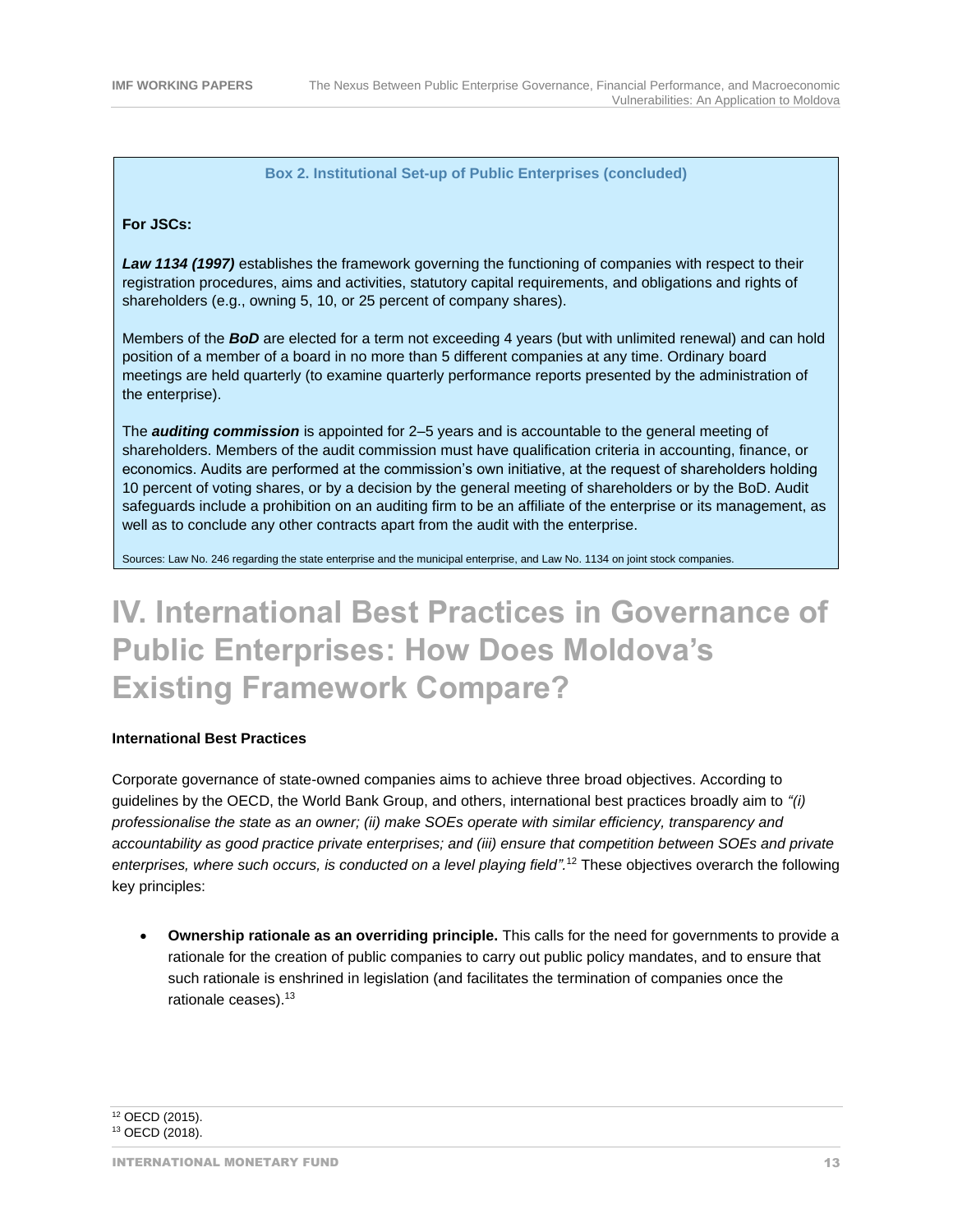**Box 2. Institutional Set-up of Public Enterprises (concluded)**

**For JSCs:**

***Law 1134 (1997)*** establishes the framework governing the functioning of companies with respect to their registration procedures, aims and activities, statutory capital requirements, and obligations and rights of shareholders (e.g., owning 5, 10, or 25 percent of company shares).

Members of the ***BoD*** are elected for a term not exceeding 4 years (but with unlimited renewal) and can hold position of a member of a board in no more than 5 different companies at any time. Ordinary board meetings are held quarterly (to examine quarterly performance reports presented by the administration of the enterprise).

The ***auditing commission*** is appointed for 2–5 years and is accountable to the general meeting of shareholders. Members of the audit commission must have qualification criteria in accounting, finance, or economics. Audits are performed at the commission's own initiative, at the request of shareholders holding 10 percent of voting shares, or by a decision by the general meeting of shareholders or by the BoD. Audit safeguards include a prohibition on an auditing firm to be an affiliate of the enterprise or its management, as well as to conclude any other contracts apart from the audit with the enterprise.

Sources: Law No. 246 regarding the state enterprise and the municipal enterprise, and Law No. 1134 on joint stock companies.

# IV. International Best Practices in Governance of Public Enterprises: How Does Moldova's Existing Framework Compare?

**International Best Practices**

Corporate governance of state-owned companies aims to achieve three broad objectives. According to guidelines by the OECD, the World Bank Group, and others, international best practices broadly aim to *"(i) professionalise the state as an owner; (ii) make SOEs operate with similar efficiency, transparency and accountability as good practice private enterprises; and (iii) ensure that competition between SOEs and private enterprises, where such occurs, is conducted on a level playing field".*[12] These objectives overarch the following key principles:

- **Ownership rationale as an overriding principle.** This calls for the need for governments to provide a rationale for the creation of public companies to carry out public policy mandates, and to ensure that such rationale is enshrined in legislation (and facilitates the termination of companies once the rationale ceases).[13]

[12] OECD (2015).
[13] OECD (2018).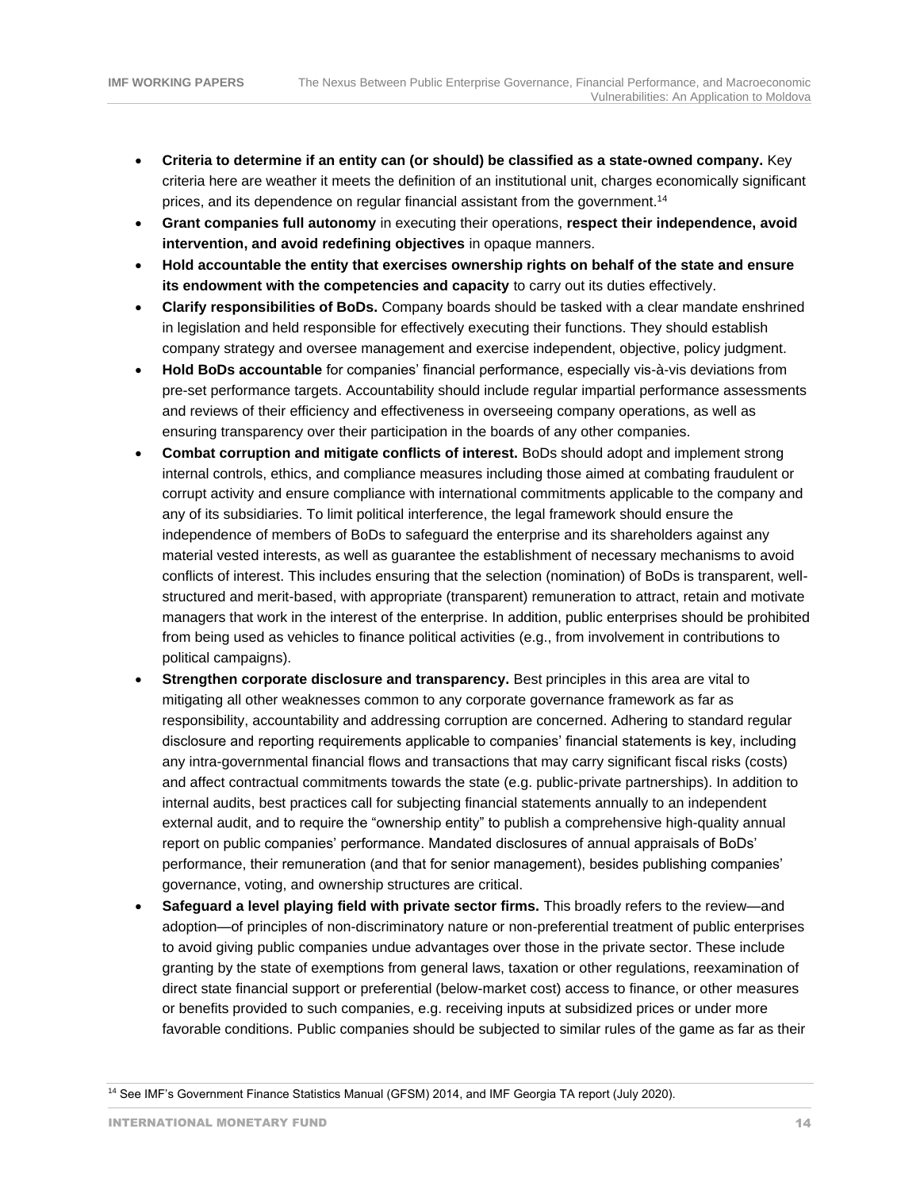- **Criteria to determine if an entity can (or should) be classified as a state-owned company.** Key criteria here are weather it meets the definition of an institutional unit, charges economically significant prices, and its dependence on regular financial assistant from the government.[14]
- **Grant companies full autonomy** in executing their operations, **respect their independence, avoid intervention, and avoid redefining objectives** in opaque manners.
- **Hold accountable the entity that exercises ownership rights on behalf of the state and ensure its endowment with the competencies and capacity** to carry out its duties effectively.
- **Clarify responsibilities of BoDs.** Company boards should be tasked with a clear mandate enshrined in legislation and held responsible for effectively executing their functions. They should establish company strategy and oversee management and exercise independent, objective, policy judgment.
- **Hold BoDs accountable** for companies' financial performance, especially vis-à-vis deviations from pre-set performance targets. Accountability should include regular impartial performance assessments and reviews of their efficiency and effectiveness in overseeing company operations, as well as ensuring transparency over their participation in the boards of any other companies.
- **Combat corruption and mitigate conflicts of interest.** BoDs should adopt and implement strong internal controls, ethics, and compliance measures including those aimed at combating fraudulent or corrupt activity and ensure compliance with international commitments applicable to the company and any of its subsidiaries. To limit political interference, the legal framework should ensure the independence of members of BoDs to safeguard the enterprise and its shareholders against any material vested interests, as well as guarantee the establishment of necessary mechanisms to avoid conflicts of interest. This includes ensuring that the selection (nomination) of BoDs is transparent, well-structured and merit-based, with appropriate (transparent) remuneration to attract, retain and motivate managers that work in the interest of the enterprise. In addition, public enterprises should be prohibited from being used as vehicles to finance political activities (e.g., from involvement in contributions to political campaigns).
- **Strengthen corporate disclosure and transparency.** Best principles in this area are vital to mitigating all other weaknesses common to any corporate governance framework as far as responsibility, accountability and addressing corruption are concerned. Adhering to standard regular disclosure and reporting requirements applicable to companies' financial statements is key, including any intra-governmental financial flows and transactions that may carry significant fiscal risks (costs) and affect contractual commitments towards the state (e.g. public-private partnerships). In addition to internal audits, best practices call for subjecting financial statements annually to an independent external audit, and to require the "ownership entity" to publish a comprehensive high-quality annual report on public companies' performance. Mandated disclosures of annual appraisals of BoDs' performance, their remuneration (and that for senior management), besides publishing companies' governance, voting, and ownership structures are critical.
- **Safeguard a level playing field with private sector firms.** This broadly refers to the review—and adoption—of principles of non-discriminatory nature or non-preferential treatment of public enterprises to avoid giving public companies undue advantages over those in the private sector. These include granting by the state of exemptions from general laws, taxation or other regulations, reexamination of direct state financial support or preferential (below-market cost) access to finance, or other measures or benefits provided to such companies, e.g. receiving inputs at subsidized prices or under more favorable conditions. Public companies should be subjected to similar rules of the game as far as their

[14] See IMF's Government Finance Statistics Manual (GFSM) 2014, and IMF Georgia TA report (July 2020).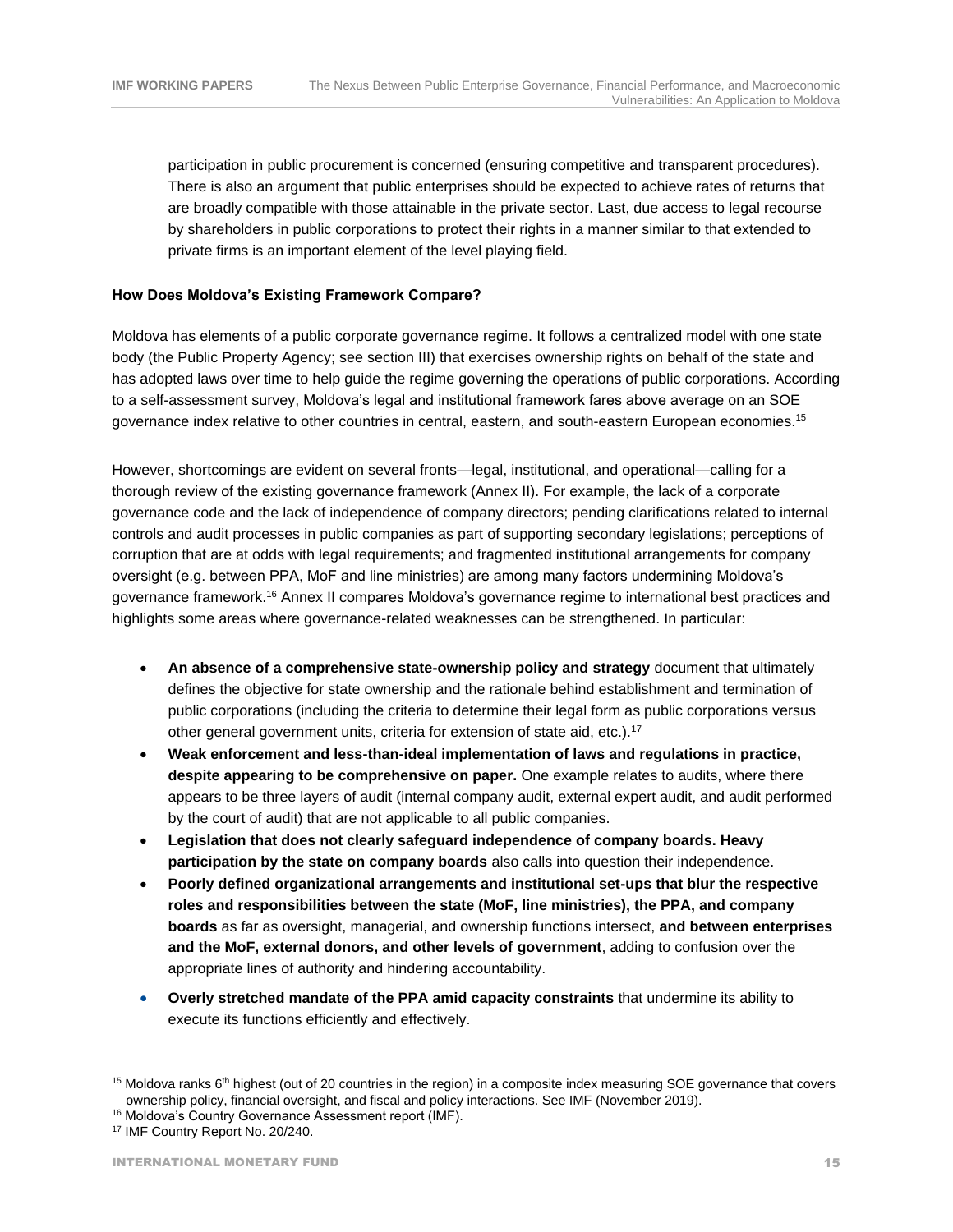participation in public procurement is concerned (ensuring competitive and transparent procedures). There is also an argument that public enterprises should be expected to achieve rates of returns that are broadly compatible with those attainable in the private sector. Last, due access to legal recourse by shareholders in public corporations to protect their rights in a manner similar to that extended to private firms is an important element of the level playing field.

**How Does Moldova's Existing Framework Compare?**

Moldova has elements of a public corporate governance regime. It follows a centralized model with one state body (the Public Property Agency; see section III) that exercises ownership rights on behalf of the state and has adopted laws over time to help guide the regime governing the operations of public corporations. According to a self-assessment survey, Moldova's legal and institutional framework fares above average on an SOE governance index relative to other countries in central, eastern, and south-eastern European economies.[15]

However, shortcomings are evident on several fronts—legal, institutional, and operational—calling for a thorough review of the existing governance framework (Annex II). For example, the lack of a corporate governance code and the lack of independence of company directors; pending clarifications related to internal controls and audit processes in public companies as part of supporting secondary legislations; perceptions of corruption that are at odds with legal requirements; and fragmented institutional arrangements for company oversight (e.g. between PPA, MoF and line ministries) are among many factors undermining Moldova's governance framework.[16] Annex II compares Moldova's governance regime to international best practices and highlights some areas where governance-related weaknesses can be strengthened. In particular:

- **An absence of a comprehensive state-ownership policy and strategy** document that ultimately defines the objective for state ownership and the rationale behind establishment and termination of public corporations (including the criteria to determine their legal form as public corporations versus other general government units, criteria for extension of state aid, etc.).[17]
- **Weak enforcement and less-than-ideal implementation of laws and regulations in practice, despite appearing to be comprehensive on paper.** One example relates to audits, where there appears to be three layers of audit (internal company audit, external expert audit, and audit performed by the court of audit) that are not applicable to all public companies.
- **Legislation that does not clearly safeguard independence of company boards. Heavy participation by the state on company boards** also calls into question their independence.
- **Poorly defined organizational arrangements and institutional set-ups that blur the respective roles and responsibilities between the state (MoF, line ministries), the PPA, and company boards** as far as oversight, managerial, and ownership functions intersect, **and between enterprises and the MoF, external donors, and other levels of government**, adding to confusion over the appropriate lines of authority and hindering accountability.
- **Overly stretched mandate of the PPA amid capacity constraints** that undermine its ability to execute its functions efficiently and effectively.

---

[15] Moldova ranks 6th highest (out of 20 countries in the region) in a composite index measuring SOE governance that covers ownership policy, financial oversight, and fiscal and policy interactions. See IMF (November 2019).

[16] Moldova's Country Governance Assessment report (IMF).

[17] IMF Country Report No. 20/240.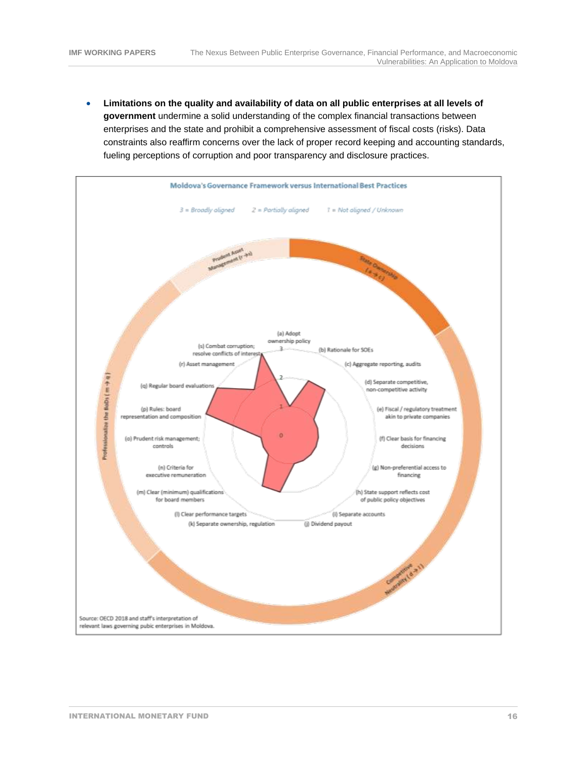- **Limitations on the quality and availability of data on all public enterprises at all levels of government** undermine a solid understanding of the complex financial transactions between enterprises and the state and prohibit a comprehensive assessment of fiscal costs (risks). Data constraints also reaffirm concerns over the lack of proper record keeping and accounting standards, fueling perceptions of corruption and poor transparency and disclosure practices.

**Moldova's Governance Framework versus International Best Practices**

*3 = Broadly aligned* *2 = Partially aligned* *1 = Not aligned / Unknown*

State Ownership (a → c)
- (a) Adopt ownership policy
- (b) Rationale for SOEs
- (c) Aggregate reporting, audits

Competitive Neutrality (d → l)
- (d) Separate competitive, non-competitive activity
- (e) Fiscal / regulatory treatment akin to private companies
- (f) Clear basis for financing decisions
- (g) Non-preferential access to financing
- (h) State support reflects cost of public policy objectives
- (i) Separate accounts
- (j) Dividend payout
- (k) Separate ownership, regulation
- (l) Clear performance targets

Professionalize the BoDs (m → q)
- (m) Clear (minimum) qualifications for board members
- (n) Criteria for executive remuneration
- (o) Prudent risk management; controls
- (p) Rules: board representation and composition
- (q) Regular board evaluations

Prudent Asset Management (r → s)
- (r) Asset management
- (s) Combat corruption; resolve conflicts of interest

Source: OECD 2018 and staff's interpretation of relevant laws governing pubic enterprises in Moldova.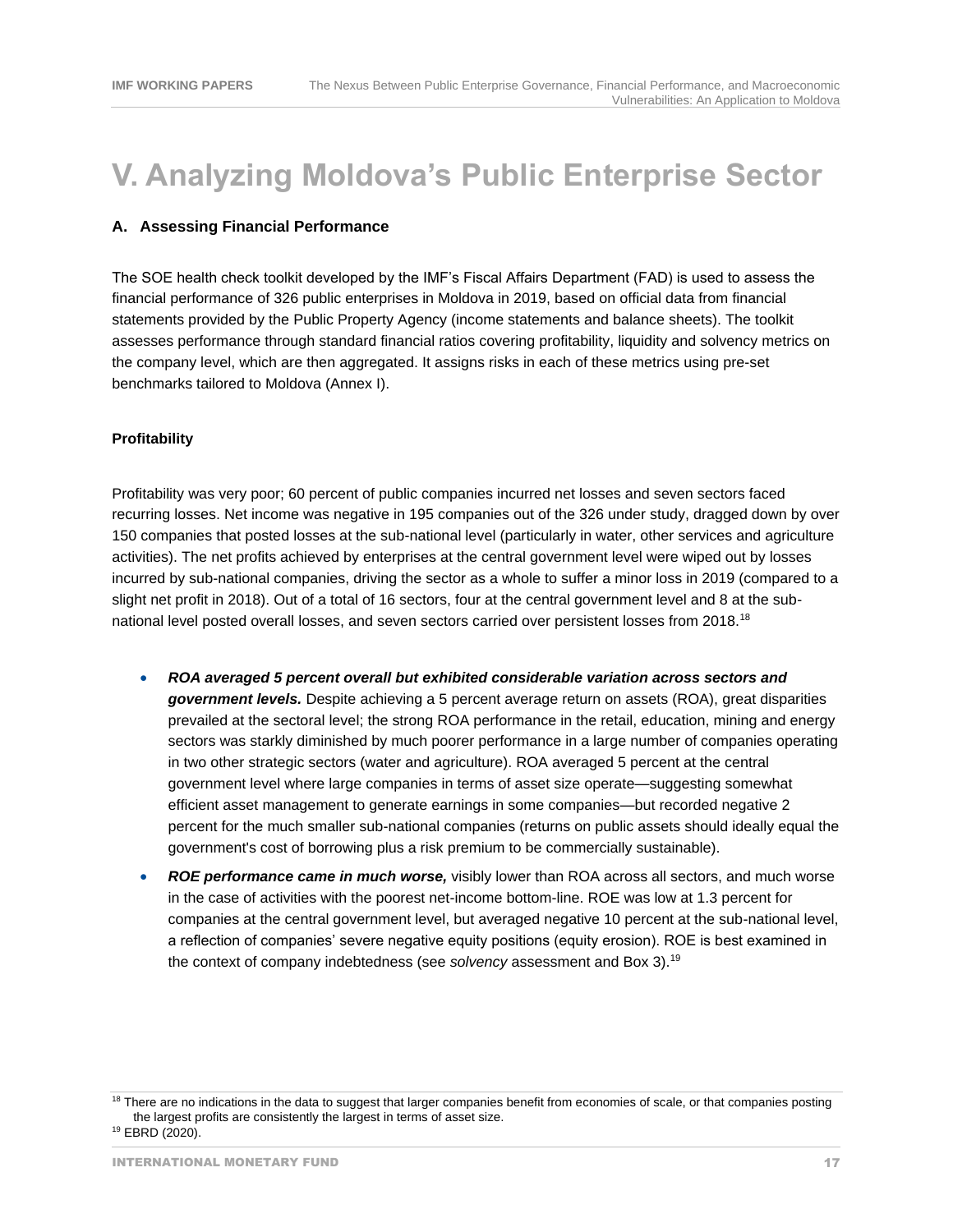# V. Analyzing Moldova's Public Enterprise Sector

### A. Assessing Financial Performance

The SOE health check toolkit developed by the IMF's Fiscal Affairs Department (FAD) is used to assess the financial performance of 326 public enterprises in Moldova in 2019, based on official data from financial statements provided by the Public Property Agency (income statements and balance sheets). The toolkit assesses performance through standard financial ratios covering profitability, liquidity and solvency metrics on the company level, which are then aggregated. It assigns risks in each of these metrics using pre-set benchmarks tailored to Moldova (Annex I).

#### Profitability

Profitability was very poor; 60 percent of public companies incurred net losses and seven sectors faced recurring losses. Net income was negative in 195 companies out of the 326 under study, dragged down by over 150 companies that posted losses at the sub-national level (particularly in water, other services and agriculture activities). The net profits achieved by enterprises at the central government level were wiped out by losses incurred by sub-national companies, driving the sector as a whole to suffer a minor loss in 2019 (compared to a slight net profit in 2018). Out of a total of 16 sectors, four at the central government level and 8 at the sub-national level posted overall losses, and seven sectors carried over persistent losses from 2018.[18]

- ***ROA averaged 5 percent overall but exhibited considerable variation across sectors and government levels.*** Despite achieving a 5 percent average return on assets (ROA), great disparities prevailed at the sectoral level; the strong ROA performance in the retail, education, mining and energy sectors was starkly diminished by much poorer performance in a large number of companies operating in two other strategic sectors (water and agriculture). ROA averaged 5 percent at the central government level where large companies in terms of asset size operate—suggesting somewhat efficient asset management to generate earnings in some companies—but recorded negative 2 percent for the much smaller sub-national companies (returns on public assets should ideally equal the government's cost of borrowing plus a risk premium to be commercially sustainable).
- ***ROE performance came in much worse,*** visibly lower than ROA across all sectors, and much worse in the case of activities with the poorest net-income bottom-line. ROE was low at 1.3 percent for companies at the central government level, but averaged negative 10 percent at the sub-national level, a reflection of companies' severe negative equity positions (equity erosion). ROE is best examined in the context of company indebtedness (see *solvency* assessment and Box 3).[19]

[18] There are no indications in the data to suggest that larger companies benefit from economies of scale, or that companies posting the largest profits are consistently the largest in terms of asset size.

[19] EBRD (2020).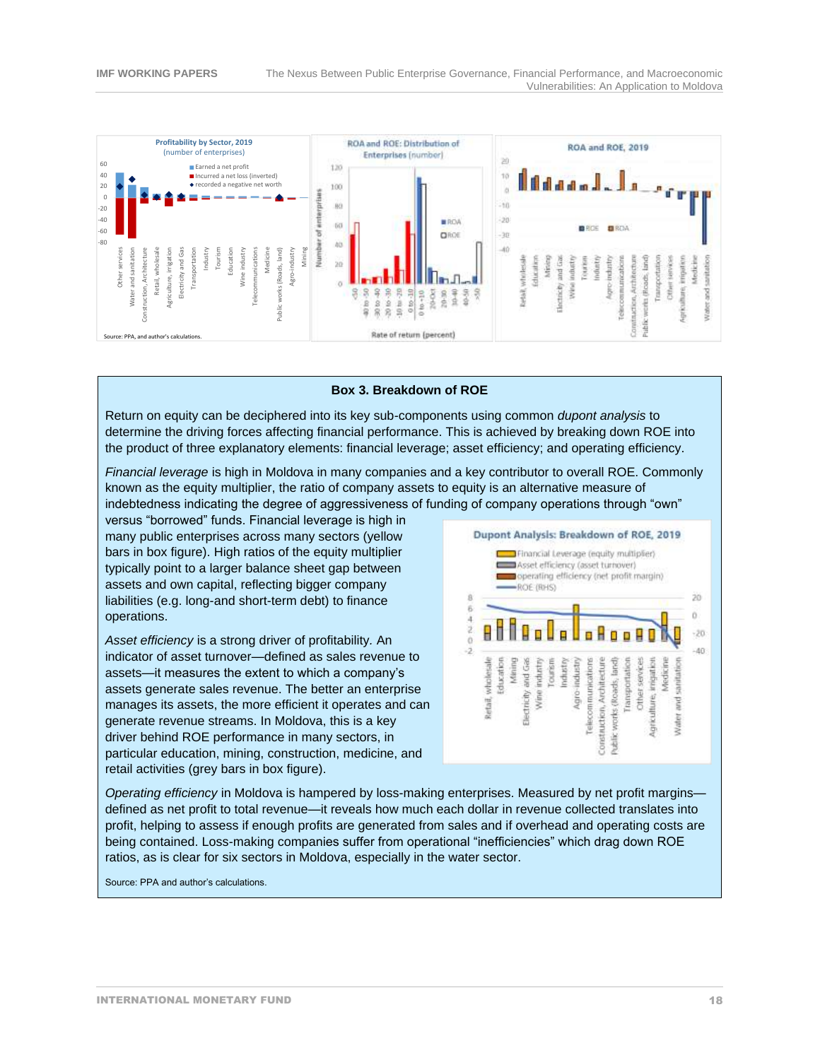Profitability by Sector, 2019
(number of enterprises)

Source: PPA, and author's calculations.

ROA and ROE: Distribution of Enterprises (number)

ROA and ROE, 2019

## Box 3. Breakdown of ROE

Return on equity can be deciphered into its key sub-components using common *dupont analysis* to determine the driving forces affecting financial performance. This is achieved by breaking down ROE into the product of three explanatory elements: financial leverage; asset efficiency; and operating efficiency.

*Financial leverage* is high in Moldova in many companies and a key contributor to overall ROE. Commonly known as the equity multiplier, the ratio of company assets to equity is an alternative measure of indebtedness indicating the degree of aggressiveness of funding of company operations through "own" versus "borrowed" funds. Financial leverage is high in many public enterprises across many sectors (yellow bars in box figure). High ratios of the equity multiplier typically point to a larger balance sheet gap between assets and own capital, reflecting bigger company liabilities (e.g. long-and short-term debt) to finance operations.

*Asset efficiency* is a strong driver of profitability. An indicator of asset turnover—defined as sales revenue to assets—it measures the extent to which a company's assets generate sales revenue. The better an enterprise manages its assets, the more efficient it operates and can generate revenue streams. In Moldova, this is a key driver behind ROE performance in many sectors, in particular education, mining, construction, medicine, and retail activities (grey bars in box figure).

Dupont Analysis: Breakdown of ROE, 2019

*Operating efficiency* in Moldova is hampered by loss-making enterprises. Measured by net profit margins—defined as net profit to total revenue—it reveals how much each dollar in revenue collected translates into profit, helping to assess if enough profits are generated from sales and if overhead and operating costs are being contained. Loss-making companies suffer from operational "inefficiencies" which drag down ROE ratios, as is clear for six sectors in Moldova, especially in the water sector.

Source: PPA and author's calculations.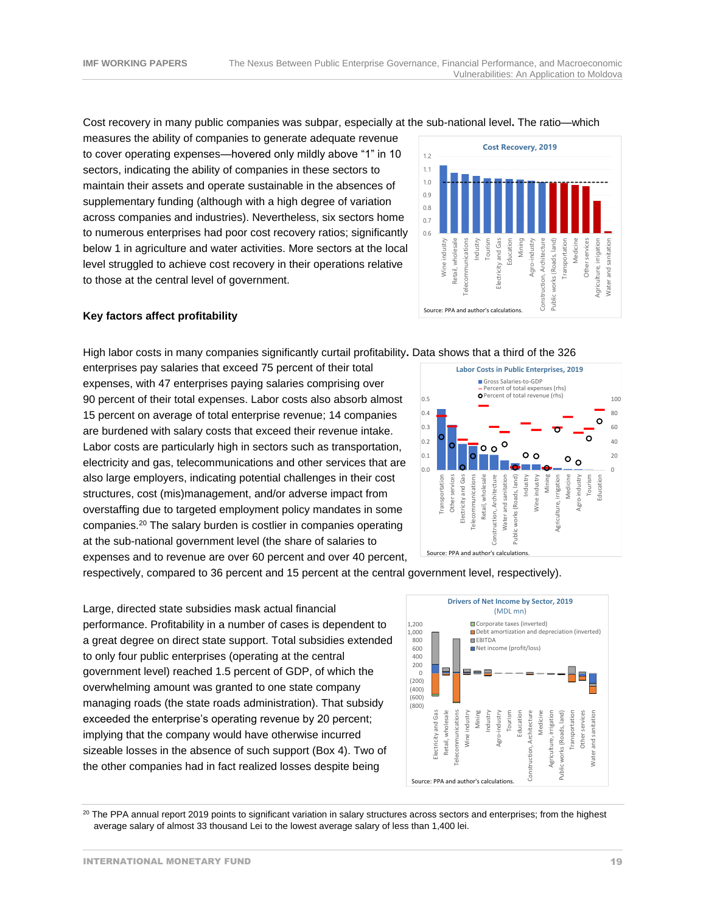Cost recovery in many public companies was subpar, especially at the sub-national level. The ratio—which measures the ability of companies to generate adequate revenue to cover operating expenses—hovered only mildly above "1" in 10 sectors, indicating the ability of companies in these sectors to maintain their assets and operate sustainable in the absences of supplementary funding (although with a high degree of variation across companies and industries). Nevertheless, six sectors home to numerous enterprises had poor cost recovery ratios; significantly below 1 in agriculture and water activities. More sectors at the local level struggled to achieve cost recovery in their operations relative to those at the central level of government.

**Cost Recovery, 2019**

Source: PPA and author's calculations.

**Key factors affect profitability**

High labor costs in many companies significantly curtail profitability. Data shows that a third of the 326 enterprises pay salaries that exceed 75 percent of their total expenses, with 47 enterprises paying salaries comprising over 90 percent of their total expenses. Labor costs also absorb almost 15 percent on average of total enterprise revenue; 14 companies are burdened with salary costs that exceed their revenue intake. Labor costs are particularly high in sectors such as transportation, electricity and gas, telecommunications and other services that are also large employers, indicating potential challenges in their cost structures, cost (mis)management, and/or adverse impact from overstaffing due to targeted employment policy mandates in some companies.[20] The salary burden is costlier in companies operating at the sub-national government level (the share of salaries to expenses and to revenue are over 60 percent and over 40 percent, respectively, compared to 36 percent and 15 percent at the central government level, respectively).

**Labor Costs in Public Enterprises, 2019**

Source: PPA and author's calculations.

Large, directed state subsidies mask actual financial performance. Profitability in a number of cases is dependent to a great degree on direct state support. Total subsidies extended to only four public enterprises (operating at the central government level) reached 1.5 percent of GDP, of which the overwhelming amount was granted to one state company managing roads (the state roads administration). That subsidy exceeded the enterprise's operating revenue by 20 percent; implying that the company would have otherwise incurred sizeable losses in the absence of such support (Box 4). Two of the other companies had in fact realized losses despite being

**Drivers of Net Income by Sector, 2019**
(MDL mn)

Source: PPA and author's calculations.

[20] The PPA annual report 2019 points to significant variation in salary structures across sectors and enterprises; from the highest average salary of almost 33 thousand Lei to the lowest average salary of less than 1,400 lei.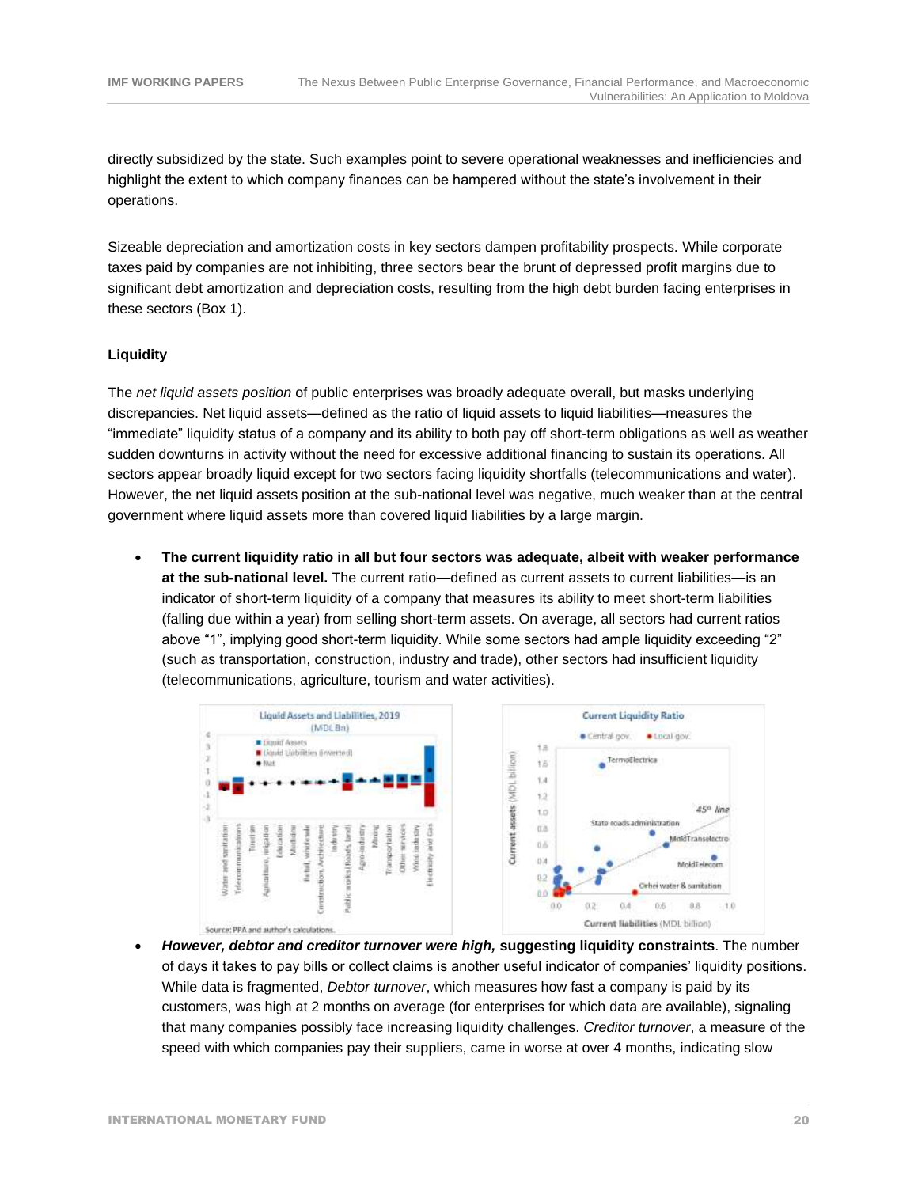directly subsidized by the state. Such examples point to severe operational weaknesses and inefficiencies and highlight the extent to which company finances can be hampered without the state's involvement in their operations.

Sizeable depreciation and amortization costs in key sectors dampen profitability prospects. While corporate taxes paid by companies are not inhibiting, three sectors bear the brunt of depressed profit margins due to significant debt amortization and depreciation costs, resulting from the high debt burden facing enterprises in these sectors (Box 1).

### Liquidity

The *net liquid assets position* of public enterprises was broadly adequate overall, but masks underlying discrepancies. Net liquid assets—defined as the ratio of liquid assets to liquid liabilities—measures the "immediate" liquidity status of a company and its ability to both pay off short-term obligations as well as weather sudden downturns in activity without the need for excessive additional financing to sustain its operations. All sectors appear broadly liquid except for two sectors facing liquidity shortfalls (telecommunications and water). However, the net liquid assets position at the sub-national level was negative, much weaker than at the central government where liquid assets more than covered liquid liabilities by a large margin.

- **The current liquidity ratio in all but four sectors was adequate, albeit with weaker performance at the sub-national level.** The current ratio—defined as current assets to current liabilities—is an indicator of short-term liquidity of a company that measures its ability to meet short-term liabilities (falling due within a year) from selling short-term assets. On average, all sectors had current ratios above "1", implying good short-term liquidity. While some sectors had ample liquidity exceeding "2" (such as transportation, construction, industry and trade), other sectors had insufficient liquidity (telecommunications, agriculture, tourism and water activities).

Liquid Assets and Liabilities, 2019 (MDL Bn)

Current Liquidity Ratio

Source: PPA and author's calculations.

- ***However, debtor and creditor turnover were high,*** **suggesting liquidity constraints**. The number of days it takes to pay bills or collect claims is another useful indicator of companies' liquidity positions. While data is fragmented, *Debtor turnover*, which measures how fast a company is paid by its customers, was high at 2 months on average (for enterprises for which data are available), signaling that many companies possibly face increasing liquidity challenges. *Creditor turnover*, a measure of the speed with which companies pay their suppliers, came in worse at over 4 months, indicating slow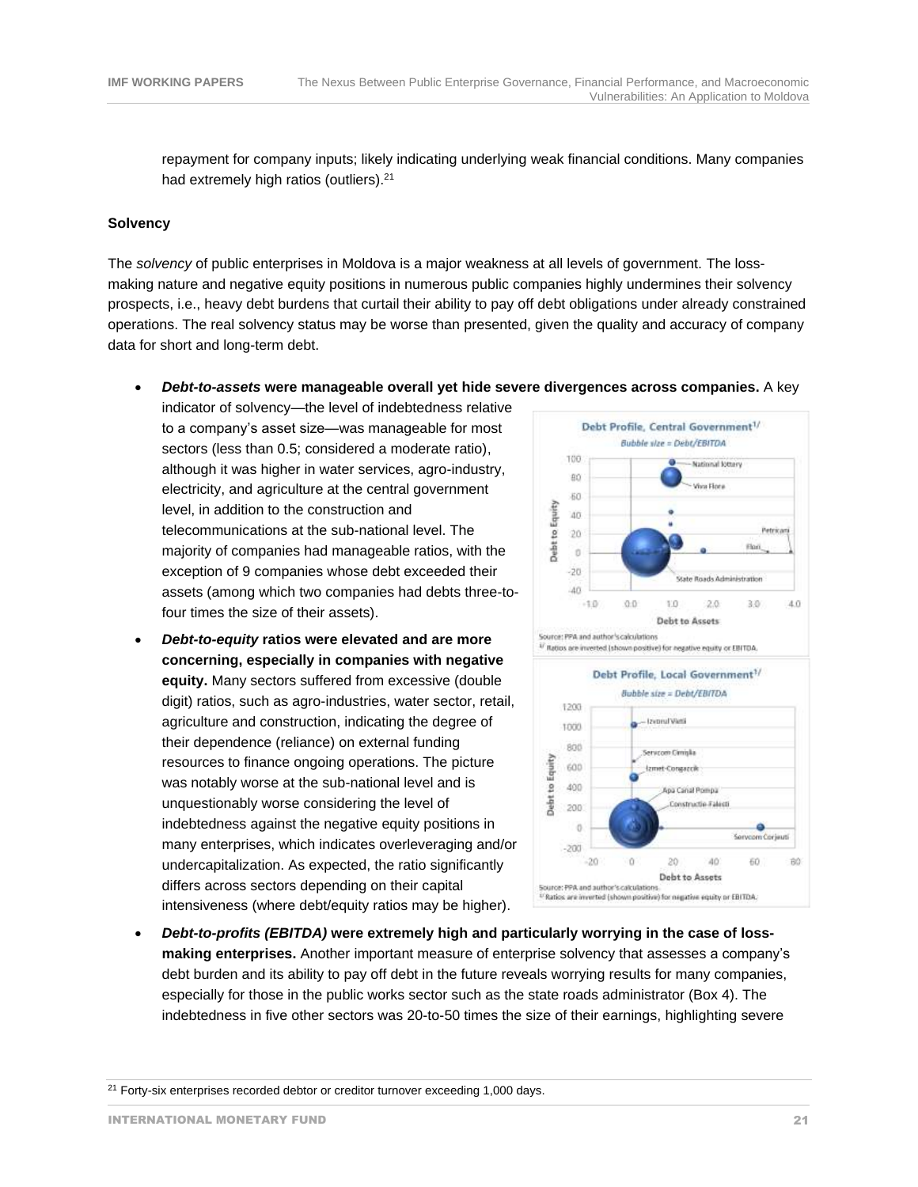repayment for company inputs; likely indicating underlying weak financial conditions. Many companies had extremely high ratios (outliers).[21]

**Solvency**

The *solvency* of public enterprises in Moldova is a major weakness at all levels of government. The loss-making nature and negative equity positions in numerous public companies highly undermines their solvency prospects, i.e., heavy debt burdens that curtail their ability to pay off debt obligations under already constrained operations. The real solvency status may be worse than presented, given the quality and accuracy of company data for short and long-term debt.

- ***Debt-to-assets* were manageable overall yet hide severe divergences across companies.** A key indicator of solvency—the level of indebtedness relative to a company's asset size—was manageable for most sectors (less than 0.5; considered a moderate ratio), although it was higher in water services, agro-industry, electricity, and agriculture at the central government level, in addition to the construction and telecommunications at the sub-national level. The majority of companies had manageable ratios, with the exception of 9 companies whose debt exceeded their assets (among which two companies had debts three-to-four times the size of their assets).

- ***Debt-to-equity* ratios were elevated and are more concerning, especially in companies with negative equity.** Many sectors suffered from excessive (double digit) ratios, such as agro-industries, water sector, retail, agriculture and construction, indicating the degree of their dependence (reliance) on external funding resources to finance ongoing operations. The picture was notably worse at the sub-national level and is unquestionably worse considering the level of indebtedness against the negative equity positions in many enterprises, which indicates overleveraging and/or undercapitalization. As expected, the ratio significantly differs across sectors depending on their capital intensiveness (where debt/equity ratios may be higher).

**Debt Profile, Central Government**[1/]

*Bubble size = Debt/EBITDA*

Source: PPA and author's calculations.

1/ Ratios are inverted (shown positive) for negative equity or EBITDA.

**Debt Profile, Local Government**[1/]

*Bubble size = Debt/EBITDA*

Source: PPA and author's calculations.

1/ Ratios are inverted (shown positive) for negative equity or EBITDA.

- ***Debt-to-profits (EBITDA)* were extremely high and particularly worrying in the case of loss-making enterprises.** Another important measure of enterprise solvency that assesses a company's debt burden and its ability to pay off debt in the future reveals worrying results for many companies, especially for those in the public works sector such as the state roads administrator (Box 4). The indebtedness in five other sectors was 20-to-50 times the size of their earnings, highlighting severe

[21] Forty-six enterprises recorded debtor or creditor turnover exceeding 1,000 days.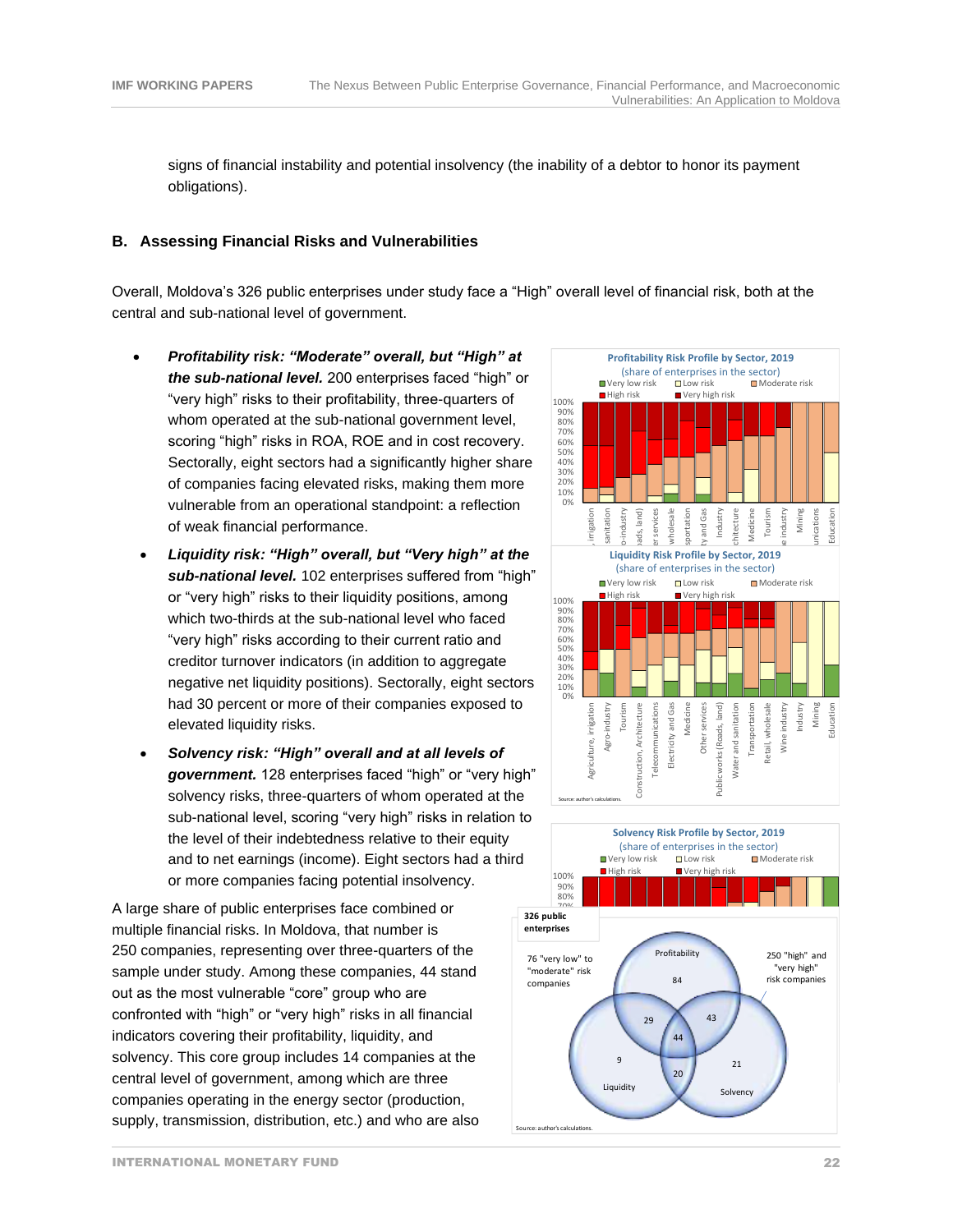signs of financial instability and potential insolvency (the inability of a debtor to honor its payment obligations).

## B. Assessing Financial Risks and Vulnerabilities

Overall, Moldova's 326 public enterprises under study face a "High" overall level of financial risk, both at the central and sub-national level of government.

- ***Profitability risk: "Moderate" overall, but "High" at the sub-national level.*** 200 enterprises faced "high" or "very high" risks to their profitability, three-quarters of whom operated at the sub-national government level, scoring "high" risks in ROA, ROE and in cost recovery. Sectorally, eight sectors had a significantly higher share of companies facing elevated risks, making them more vulnerable from an operational standpoint: a reflection of weak financial performance.
- ***Liquidity risk: "High" overall, but "Very high" at the sub-national level.*** 102 enterprises suffered from "high" or "very high" risks to their liquidity positions, among which two-thirds at the sub-national level who faced "very high" risks according to their current ratio and creditor turnover indicators (in addition to aggregate negative net liquidity positions). Sectorally, eight sectors had 30 percent or more of their companies exposed to elevated liquidity risks.
- ***Solvency risk: "High" overall and at all levels of government.*** 128 enterprises faced "high" or "very high" solvency risks, three-quarters of whom operated at the sub-national level, scoring "very high" risks in relation to the level of their indebtedness relative to their equity and to net earnings (income). Eight sectors had a third or more companies facing potential insolvency.

A large share of public enterprises face combined or multiple financial risks. In Moldova, that number is 250 companies, representing over three-quarters of the sample under study. Among these companies, 44 stand out as the most vulnerable "core" group who are confronted with "high" or "very high" risks in all financial indicators covering their profitability, liquidity, and solvency. This core group includes 14 companies at the central level of government, among which are three companies operating in the energy sector (production, supply, transmission, distribution, etc.) and who are also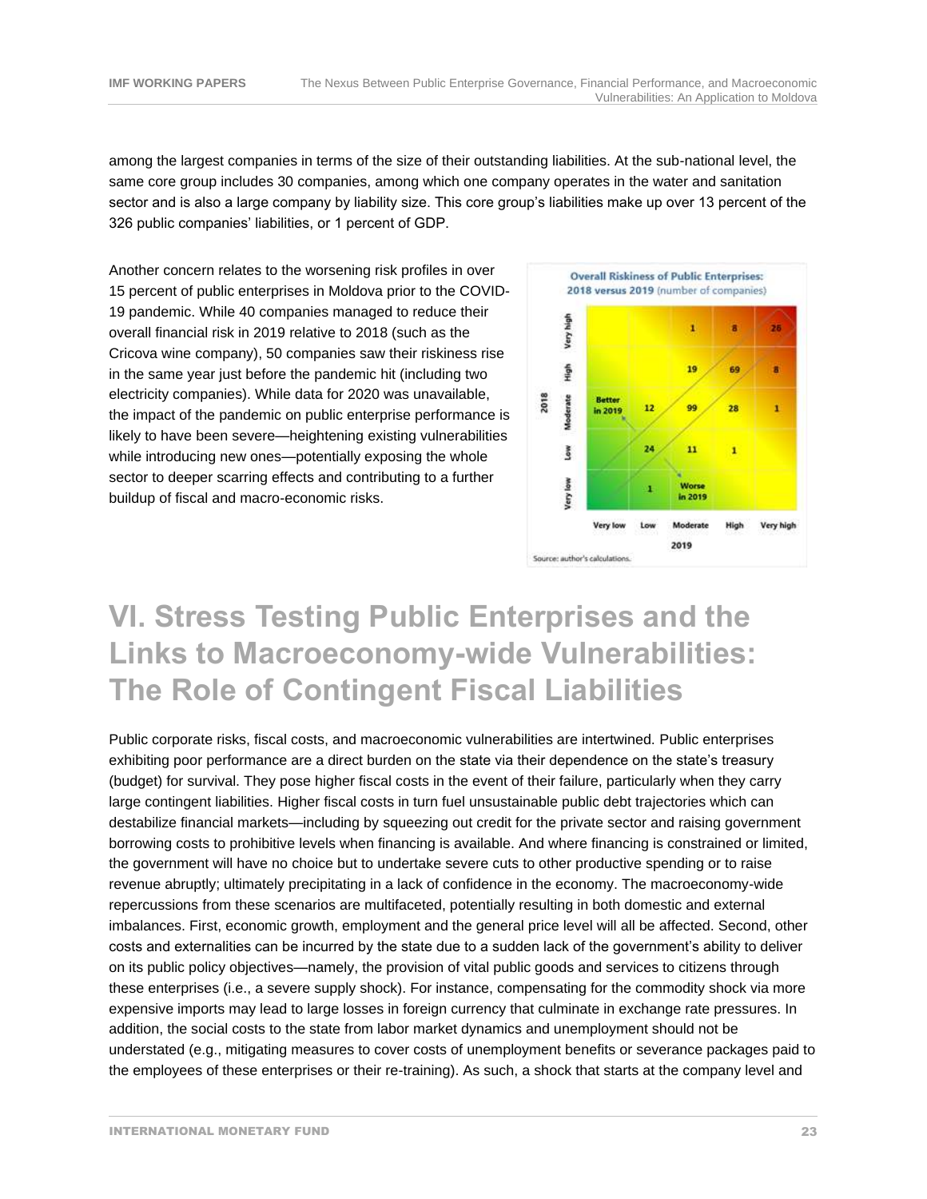among the largest companies in terms of the size of their outstanding liabilities. At the sub-national level, the same core group includes 30 companies, among which one company operates in the water and sanitation sector and is also a large company by liability size. This core group's liabilities make up over 13 percent of the 326 public companies' liabilities, or 1 percent of GDP.

Another concern relates to the worsening risk profiles in over 15 percent of public enterprises in Moldova prior to the COVID-19 pandemic. While 40 companies managed to reduce their overall financial risk in 2019 relative to 2018 (such as the Cricova wine company), 50 companies saw their riskiness rise in the same year just before the pandemic hit (including two electricity companies). While data for 2020 was unavailable, the impact of the pandemic on public enterprise performance is likely to have been severe—heightening existing vulnerabilities while introducing new ones—potentially exposing the whole sector to deeper scarring effects and contributing to a further buildup of fiscal and macro-economic risks.

**Overall Riskiness of Public Enterprises: 2018 versus 2019** (number of companies)

| 2018 \ 2019 | Very low | Low | Moderate | High | Very high |
|---|---|---|---|---|---|
| Very high | | | 1 | 8 | 26 |
| High | | | 19 | 69 | 8 |
| Moderate | Better in 2019 | 12 | 99 | 28 | 1 |
| Low | | 24 | 11 | 1 | |
| Very low | | 1 | Worse in 2019 | | |

Source: author's calculations.

# VI. Stress Testing Public Enterprises and the Links to Macroeconomy-wide Vulnerabilities: The Role of Contingent Fiscal Liabilities

Public corporate risks, fiscal costs, and macroeconomic vulnerabilities are intertwined. Public enterprises exhibiting poor performance are a direct burden on the state via their dependence on the state's treasury (budget) for survival. They pose higher fiscal costs in the event of their failure, particularly when they carry large contingent liabilities. Higher fiscal costs in turn fuel unsustainable public debt trajectories which can destabilize financial markets—including by squeezing out credit for the private sector and raising government borrowing costs to prohibitive levels when financing is available. And where financing is constrained or limited, the government will have no choice but to undertake severe cuts to other productive spending or to raise revenue abruptly; ultimately precipitating in a lack of confidence in the economy. The macroeconomy-wide repercussions from these scenarios are multifaceted, potentially resulting in both domestic and external imbalances. First, economic growth, employment and the general price level will all be affected. Second, other costs and externalities can be incurred by the state due to a sudden lack of the government's ability to deliver on its public policy objectives—namely, the provision of vital public goods and services to citizens through these enterprises (i.e., a severe supply shock). For instance, compensating for the commodity shock via more expensive imports may lead to large losses in foreign currency that culminate in exchange rate pressures. In addition, the social costs to the state from labor market dynamics and unemployment should not be understated (e.g., mitigating measures to cover costs of unemployment benefits or severance packages paid to the employees of these enterprises or their re-training). As such, a shock that starts at the company level and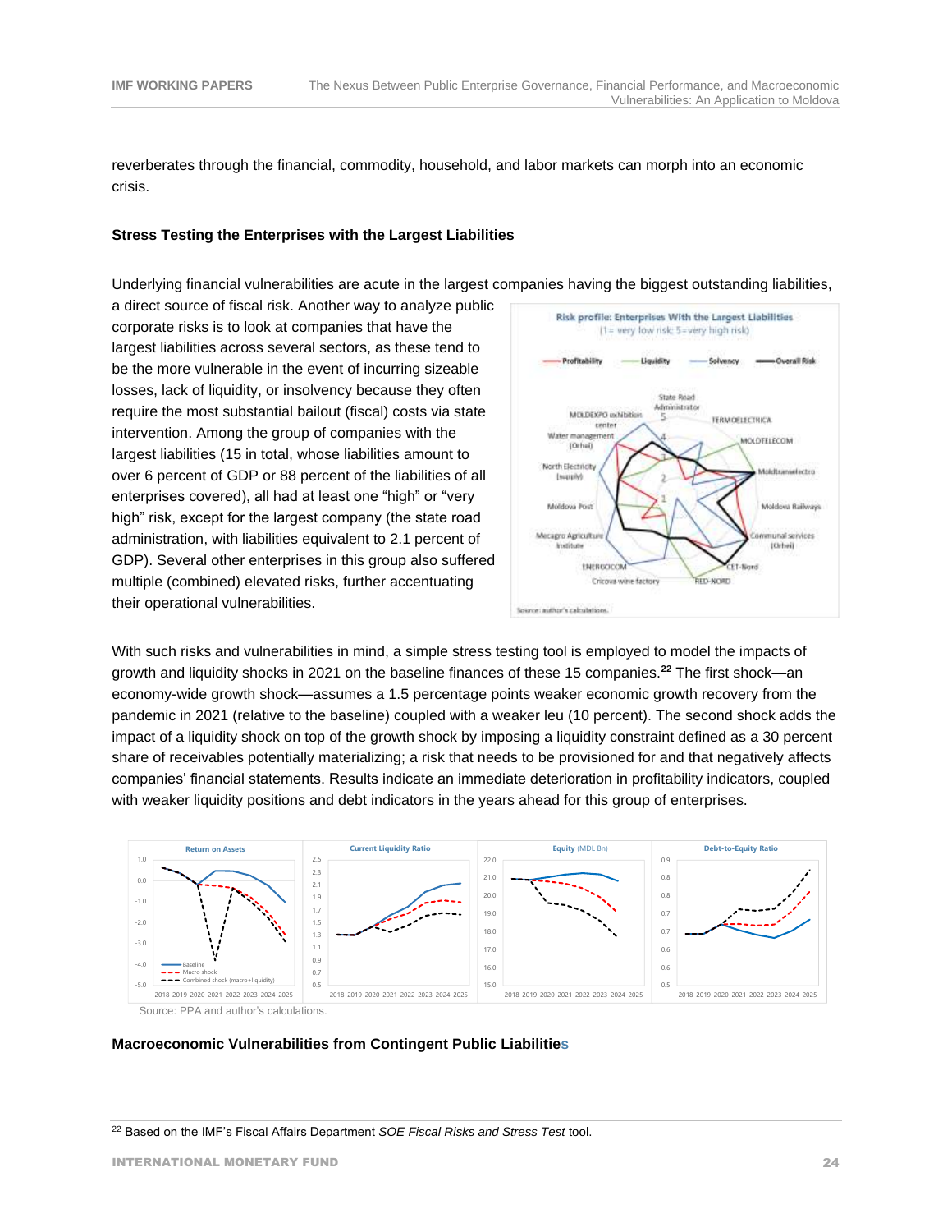reverberates through the financial, commodity, household, and labor markets can morph into an economic crisis.

**Stress Testing the Enterprises with the Largest Liabilities**

Underlying financial vulnerabilities are acute in the largest companies having the biggest outstanding liabilities, a direct source of fiscal risk. Another way to analyze public corporate risks is to look at companies that have the largest liabilities across several sectors, as these tend to be the more vulnerable in the event of incurring sizeable losses, lack of liquidity, or insolvency because they often require the most substantial bailout (fiscal) costs via state intervention. Among the group of companies with the largest liabilities (15 in total, whose liabilities amount to over 6 percent of GDP or 88 percent of the liabilities of all enterprises covered), all had at least one "high" or "very high" risk, except for the largest company (the state road administration, with liabilities equivalent to 2.1 percent of GDP). Several other enterprises in this group also suffered multiple (combined) elevated risks, further accentuating their operational vulnerabilities.

Risk profile: Enterprises With the Largest Liabilities
(1= very low risk; 5=very high risk)

Source: author's calculations.

With such risks and vulnerabilities in mind, a simple stress testing tool is employed to model the impacts of growth and liquidity shocks in 2021 on the baseline finances of these 15 companies.[22] The first shock—an economy-wide growth shock—assumes a 1.5 percentage points weaker economic growth recovery from the pandemic in 2021 (relative to the baseline) coupled with a weaker leu (10 percent). The second shock adds the impact of a liquidity shock on top of the growth shock by imposing a liquidity constraint defined as a 30 percent share of receivables potentially materializing; a risk that needs to be provisioned for and that negatively affects companies' financial statements. Results indicate an immediate deterioration in profitability indicators, coupled with weaker liquidity positions and debt indicators in the years ahead for this group of enterprises.

Return on Assets | Current Liquidity Ratio | Equity (MDL Bn) | Debt-to-Equity Ratio

Source: PPA and author's calculations.

**Macroeconomic Vulnerabilities from Contingent Public Liabilities**

[22] Based on the IMF's Fiscal Affairs Department *SOE Fiscal Risks and Stress Test* tool.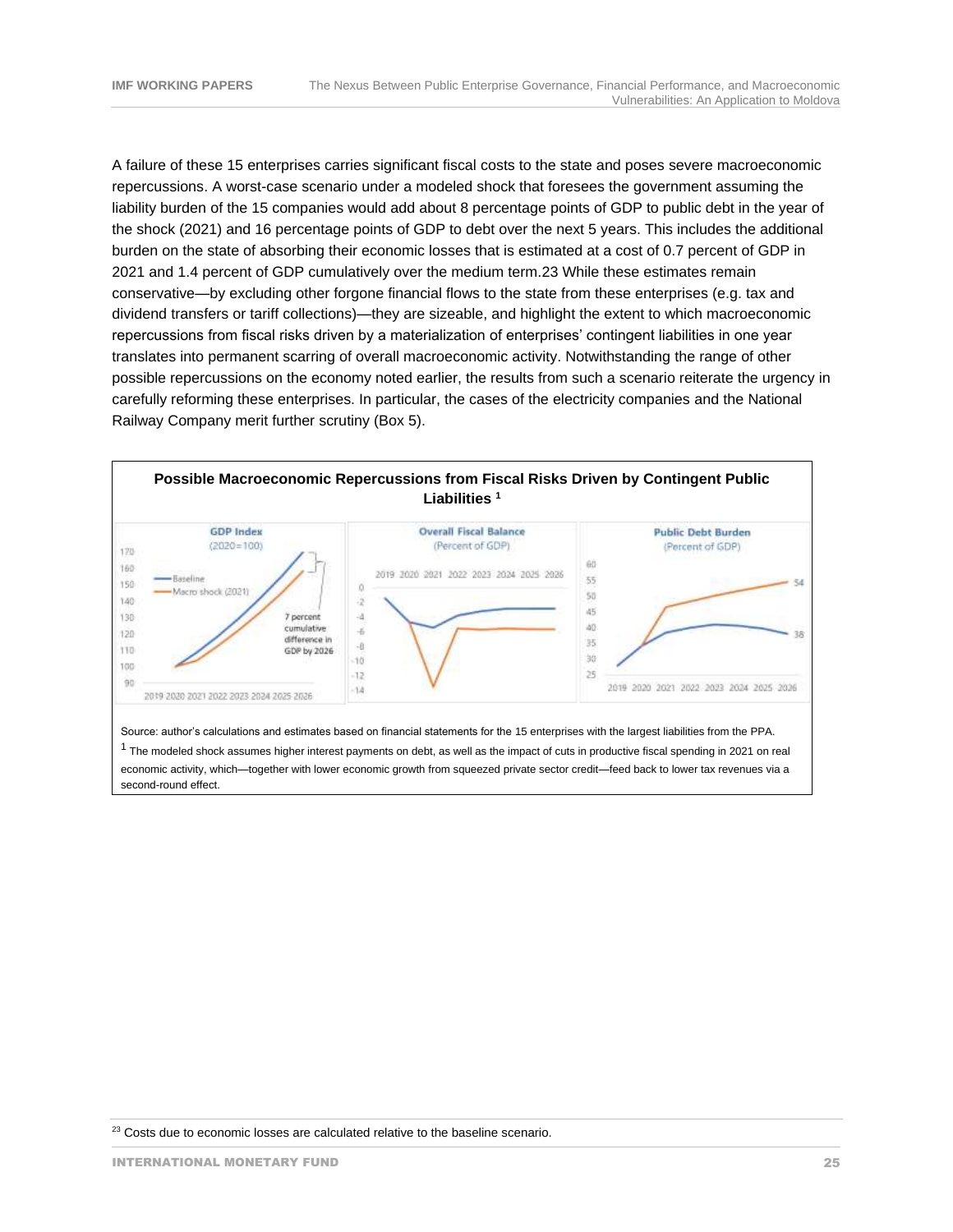A failure of these 15 enterprises carries significant fiscal costs to the state and poses severe macroeconomic repercussions. A worst-case scenario under a modeled shock that foresees the government assuming the liability burden of the 15 companies would add about 8 percentage points of GDP to public debt in the year of the shock (2021) and 16 percentage points of GDP to debt over the next 5 years. This includes the additional burden on the state of absorbing their economic losses that is estimated at a cost of 0.7 percent of GDP in 2021 and 1.4 percent of GDP cumulatively over the medium term.[23] While these estimates remain conservative—by excluding other forgone financial flows to the state from these enterprises (e.g. tax and dividend transfers or tariff collections)—they are sizeable, and highlight the extent to which macroeconomic repercussions from fiscal risks driven by a materialization of enterprises' contingent liabilities in one year translates into permanent scarring of overall macroeconomic activity. Notwithstanding the range of other possible repercussions on the economy noted earlier, the results from such a scenario reiterate the urgency in carefully reforming these enterprises. In particular, the cases of the electricity companies and the National Railway Company merit further scrutiny (Box 5).

**Possible Macroeconomic Repercussions from Fiscal Risks Driven by Contingent Public Liabilities [1]**

Source: author's calculations and estimates based on financial statements for the 15 enterprises with the largest liabilities from the PPA.

[1] The modeled shock assumes higher interest payments on debt, as well as the impact of cuts in productive fiscal spending in 2021 on real economic activity, which—together with lower economic growth from squeezed private sector credit—feed back to lower tax revenues via a second-round effect.

[23] Costs due to economic losses are calculated relative to the baseline scenario.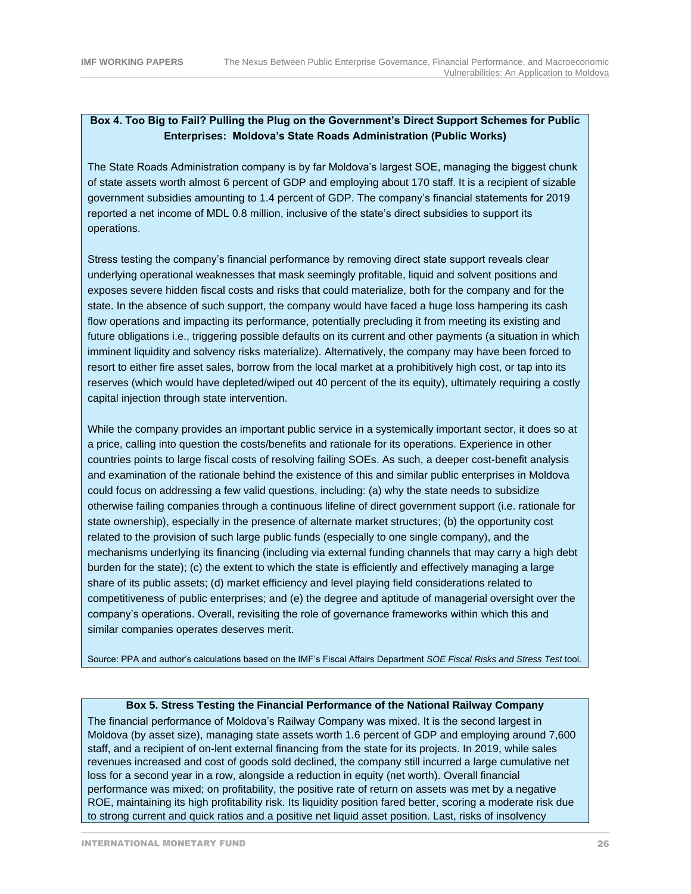**Box 4. Too Big to Fail? Pulling the Plug on the Government's Direct Support Schemes for Public Enterprises: Moldova's State Roads Administration (Public Works)**

The State Roads Administration company is by far Moldova's largest SOE, managing the biggest chunk of state assets worth almost 6 percent of GDP and employing about 170 staff. It is a recipient of sizable government subsidies amounting to 1.4 percent of GDP. The company's financial statements for 2019 reported a net income of MDL 0.8 million, inclusive of the state's direct subsidies to support its operations.

Stress testing the company's financial performance by removing direct state support reveals clear underlying operational weaknesses that mask seemingly profitable, liquid and solvent positions and exposes severe hidden fiscal costs and risks that could materialize, both for the company and for the state. In the absence of such support, the company would have faced a huge loss hampering its cash flow operations and impacting its performance, potentially precluding it from meeting its existing and future obligations i.e., triggering possible defaults on its current and other payments (a situation in which imminent liquidity and solvency risks materialize). Alternatively, the company may have been forced to resort to either fire asset sales, borrow from the local market at a prohibitively high cost, or tap into its reserves (which would have depleted/wiped out 40 percent of the its equity), ultimately requiring a costly capital injection through state intervention.

While the company provides an important public service in a systemically important sector, it does so at a price, calling into question the costs/benefits and rationale for its operations. Experience in other countries points to large fiscal costs of resolving failing SOEs. As such, a deeper cost-benefit analysis and examination of the rationale behind the existence of this and similar public enterprises in Moldova could focus on addressing a few valid questions, including: (a) why the state needs to subsidize otherwise failing companies through a continuous lifeline of direct government support (i.e. rationale for state ownership), especially in the presence of alternate market structures; (b) the opportunity cost related to the provision of such large public funds (especially to one single company), and the mechanisms underlying its financing (including via external funding channels that may carry a high debt burden for the state); (c) the extent to which the state is efficiently and effectively managing a large share of its public assets; (d) market efficiency and level playing field considerations related to competitiveness of public enterprises; and (e) the degree and aptitude of managerial oversight over the company's operations. Overall, revisiting the role of governance frameworks within which this and similar companies operates deserves merit.

Source: PPA and author's calculations based on the IMF's Fiscal Affairs Department *SOE Fiscal Risks and Stress Test* tool.

**Box 5. Stress Testing the Financial Performance of the National Railway Company**

The financial performance of Moldova's Railway Company was mixed. It is the second largest in Moldova (by asset size), managing state assets worth 1.6 percent of GDP and employing around 7,600 staff, and a recipient of on-lent external financing from the state for its projects. In 2019, while sales revenues increased and cost of goods sold declined, the company still incurred a large cumulative net loss for a second year in a row, alongside a reduction in equity (net worth). Overall financial performance was mixed; on profitability, the positive rate of return on assets was met by a negative ROE, maintaining its high profitability risk. Its liquidity position fared better, scoring a moderate risk due to strong current and quick ratios and a positive net liquid asset position. Last, risks of insolvency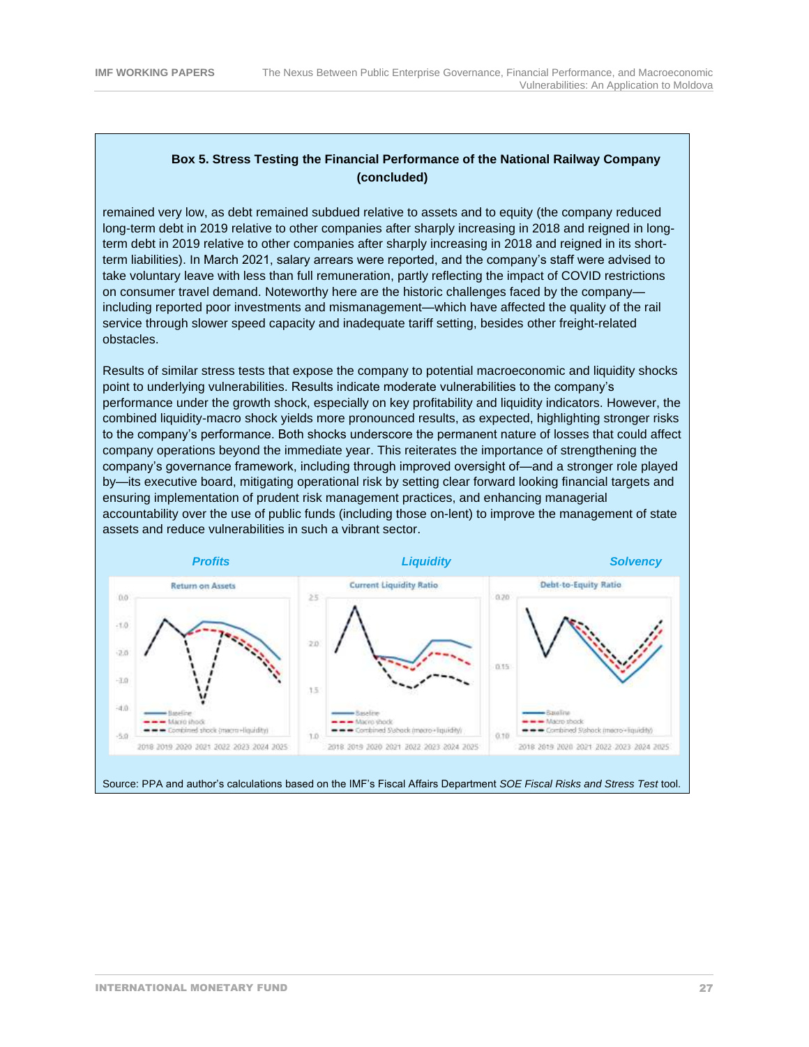**Box 5. Stress Testing the Financial Performance of the National Railway Company (concluded)**

remained very low, as debt remained subdued relative to assets and to equity (the company reduced long-term debt in 2019 relative to other companies after sharply increasing in 2018 and reigned in long-term debt in 2019 relative to other companies after sharply increasing in 2018 and reigned in its short-term liabilities). In March 2021, salary arrears were reported, and the company's staff were advised to take voluntary leave with less than full remuneration, partly reflecting the impact of COVID restrictions on consumer travel demand. Noteworthy here are the historic challenges faced by the company—including reported poor investments and mismanagement—which have affected the quality of the rail service through slower speed capacity and inadequate tariff setting, besides other freight-related obstacles.

Results of similar stress tests that expose the company to potential macroeconomic and liquidity shocks point to underlying vulnerabilities. Results indicate moderate vulnerabilities to the company's performance under the growth shock, especially on key profitability and liquidity indicators. However, the combined liquidity-macro shock yields more pronounced results, as expected, highlighting stronger risks to the company's performance. Both shocks underscore the permanent nature of losses that could affect company operations beyond the immediate year. This reiterates the importance of strengthening the company's governance framework, including through improved oversight of—and a stronger role played by—its executive board, mitigating operational risk by setting clear forward looking financial targets and ensuring implementation of prudent risk management practices, and enhancing managerial accountability over the use of public funds (including those on-lent) to improve the management of state assets and reduce vulnerabilities in such a vibrant sector.

*Profits* — Return on Assets

*Liquidity* — Current Liquidity Ratio

*Solvency* — Debt-to-Equity Ratio

Source: PPA and author's calculations based on the IMF's Fiscal Affairs Department *SOE Fiscal Risks and Stress Test* tool.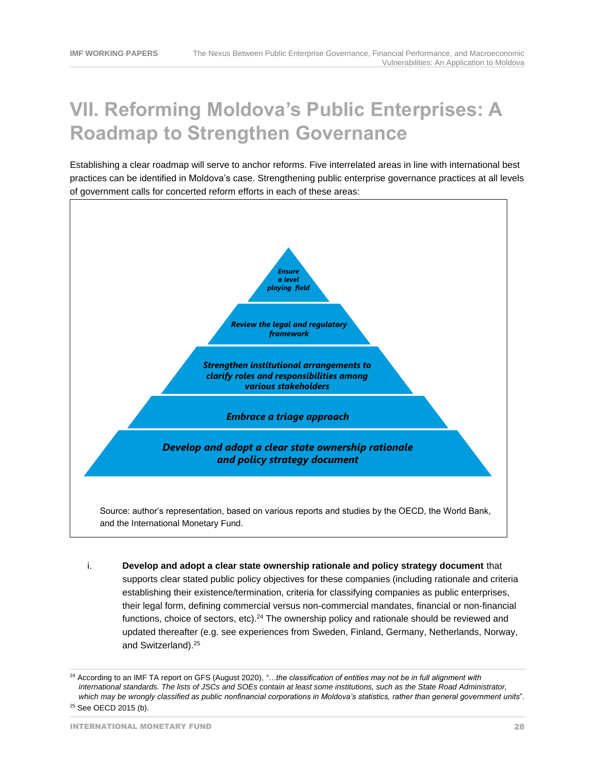# VII. Reforming Moldova's Public Enterprises: A Roadmap to Strengthen Governance

Establishing a clear roadmap will serve to anchor reforms. Five interrelated areas in line with international best practices can be identified in Moldova's case. Strengthening public enterprise governance practices at all levels of government calls for concerted reform efforts in each of these areas:

*Ensure a level playing field*

*Review the legal and regulatory framework*

*Strengthen institutional arrangements to clarify roles and responsibilities among various stakeholders*

*Embrace a triage approach*

*Develop and adopt a clear state ownership rationale and policy strategy document*

Source: author's representation, based on various reports and studies by the OECD, the World Bank, and the International Monetary Fund.

i. **Develop and adopt a clear state ownership rationale and policy strategy document** that supports clear stated public policy objectives for these companies (including rationale and criteria establishing their existence/termination, criteria for classifying companies as public enterprises, their legal form, defining commercial versus non-commercial mandates, financial or non-financial functions, choice of sectors, etc).[24] The ownership policy and rationale should be reviewed and updated thereafter (e.g. see experiences from Sweden, Finland, Germany, Netherlands, Norway, and Switzerland).[25]

---

[24] According to an IMF TA report on GFS (August 2020), *"…the classification of entities may not be in full alignment with international standards. The lists of JSCs and SOEs contain at least some institutions, such as the State Road Administrator, which may be wrongly classified as public nonfinancial corporations in Moldova's statistics, rather than general government units*".

[25] See OECD 2015 (b).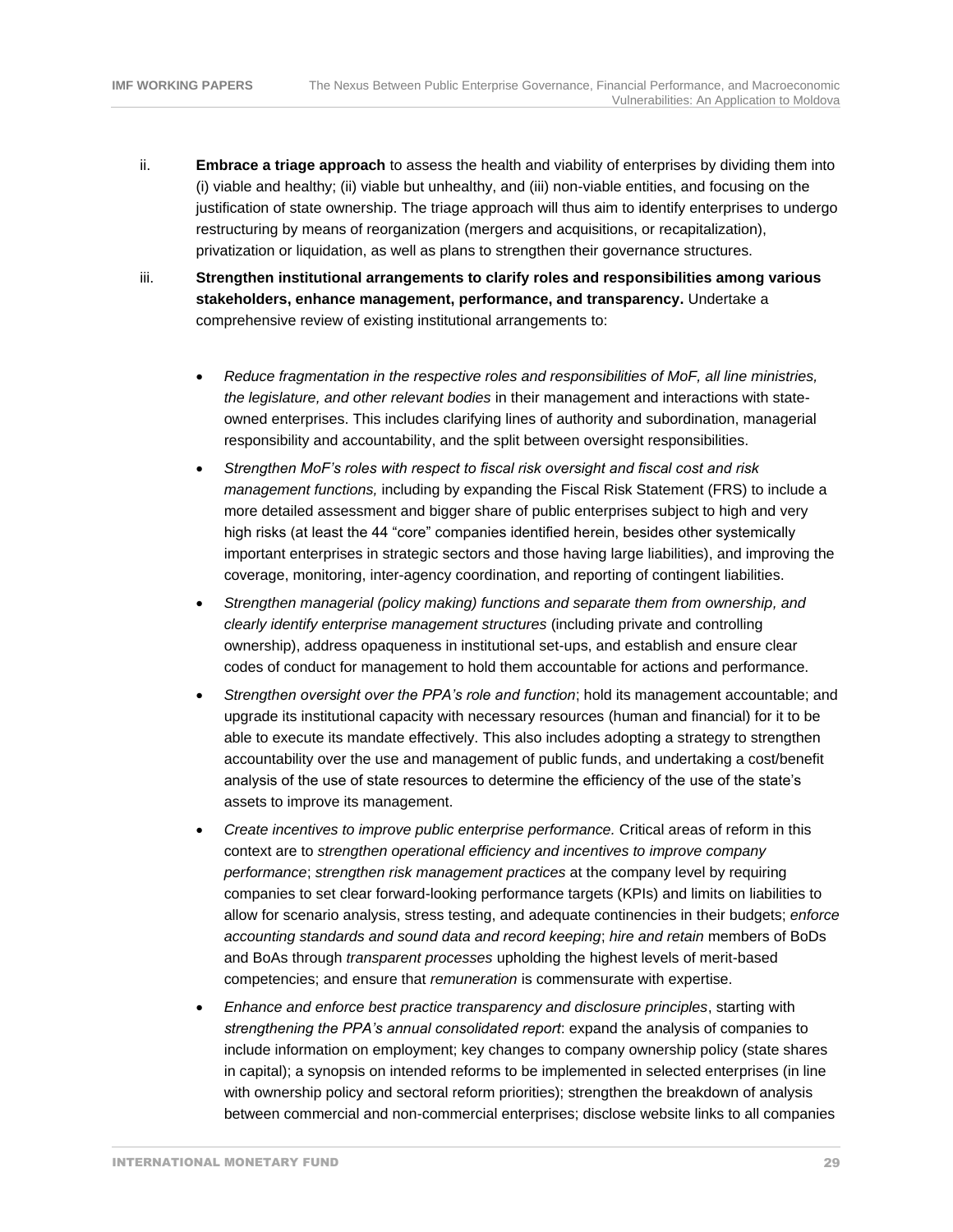ii. **Embrace a triage approach** to assess the health and viability of enterprises by dividing them into (i) viable and healthy; (ii) viable but unhealthy, and (iii) non-viable entities, and focusing on the justification of state ownership. The triage approach will thus aim to identify enterprises to undergo restructuring by means of reorganization (mergers and acquisitions, or recapitalization), privatization or liquidation, as well as plans to strengthen their governance structures.

iii. **Strengthen institutional arrangements to clarify roles and responsibilities among various stakeholders, enhance management, performance, and transparency.** Undertake a comprehensive review of existing institutional arrangements to:

- *Reduce fragmentation in the respective roles and responsibilities of MoF, all line ministries, the legislature, and other relevant bodies* in their management and interactions with state-owned enterprises. This includes clarifying lines of authority and subordination, managerial responsibility and accountability, and the split between oversight responsibilities.
- *Strengthen MoF's roles with respect to fiscal risk oversight and fiscal cost and risk management functions,* including by expanding the Fiscal Risk Statement (FRS) to include a more detailed assessment and bigger share of public enterprises subject to high and very high risks (at least the 44 "core" companies identified herein, besides other systemically important enterprises in strategic sectors and those having large liabilities), and improving the coverage, monitoring, inter-agency coordination, and reporting of contingent liabilities.
- *Strengthen managerial (policy making) functions and separate them from ownership, and clearly identify enterprise management structures* (including private and controlling ownership), address opaqueness in institutional set-ups, and establish and ensure clear codes of conduct for management to hold them accountable for actions and performance.
- *Strengthen oversight over the PPA's role and function*; hold its management accountable; and upgrade its institutional capacity with necessary resources (human and financial) for it to be able to execute its mandate effectively. This also includes adopting a strategy to strengthen accountability over the use and management of public funds, and undertaking a cost/benefit analysis of the use of state resources to determine the efficiency of the use of the state's assets to improve its management.
- *Create incentives to improve public enterprise performance.* Critical areas of reform in this context are to *strengthen operational efficiency and incentives to improve company performance*; *strengthen risk management practices* at the company level by requiring companies to set clear forward-looking performance targets (KPIs) and limits on liabilities to allow for scenario analysis, stress testing, and adequate continencies in their budgets; *enforce accounting standards and sound data and record keeping*; *hire and retain* members of BoDs and BoAs through *transparent processes* upholding the highest levels of merit-based competencies; and ensure that *remuneration* is commensurate with expertise.
- *Enhance and enforce best practice transparency and disclosure principles*, starting with *strengthening the PPA's annual consolidated report*: expand the analysis of companies to include information on employment; key changes to company ownership policy (state shares in capital); a synopsis on intended reforms to be implemented in selected enterprises (in line with ownership policy and sectoral reform priorities); strengthen the breakdown of analysis between commercial and non-commercial enterprises; disclose website links to all companies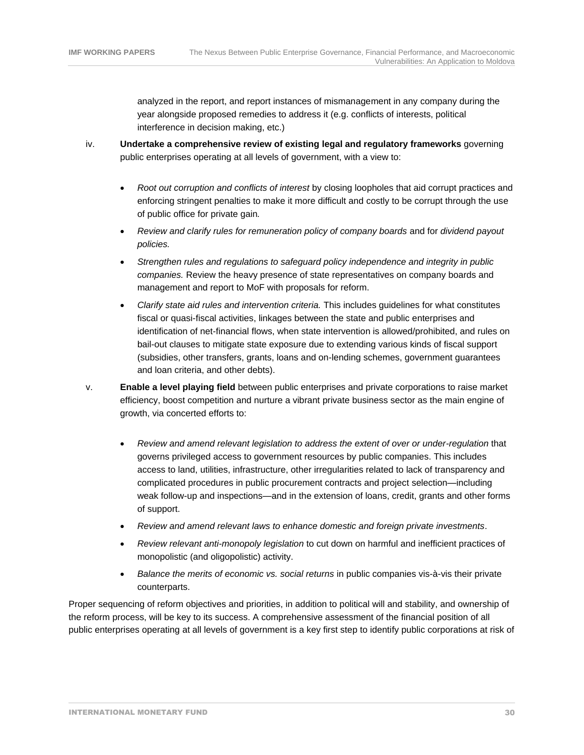analyzed in the report, and report instances of mismanagement in any company during the year alongside proposed remedies to address it (e.g. conflicts of interests, political interference in decision making, etc.)

iv. **Undertake a comprehensive review of existing legal and regulatory frameworks** governing public enterprises operating at all levels of government, with a view to:

- *Root out corruption and conflicts of interest* by closing loopholes that aid corrupt practices and enforcing stringent penalties to make it more difficult and costly to be corrupt through the use of public office for private gain*.*
- *Review and clarify rules for remuneration policy of company boards* and for *dividend payout policies.*
- *Strengthen rules and regulations to safeguard policy independence and integrity in public companies.* Review the heavy presence of state representatives on company boards and management and report to MoF with proposals for reform.
- *Clarify state aid rules and intervention criteria.* This includes guidelines for what constitutes fiscal or quasi-fiscal activities, linkages between the state and public enterprises and identification of net-financial flows, when state intervention is allowed/prohibited, and rules on bail-out clauses to mitigate state exposure due to extending various kinds of fiscal support (subsidies, other transfers, grants, loans and on-lending schemes, government guarantees and loan criteria, and other debts).

v. **Enable a level playing field** between public enterprises and private corporations to raise market efficiency, boost competition and nurture a vibrant private business sector as the main engine of growth, via concerted efforts to:

- *Review and amend relevant legislation to address the extent of over or under-regulation* that governs privileged access to government resources by public companies. This includes access to land, utilities, infrastructure, other irregularities related to lack of transparency and complicated procedures in public procurement contracts and project selection—including weak follow-up and inspections—and in the extension of loans, credit, grants and other forms of support.
- *Review and amend relevant laws to enhance domestic and foreign private investments*.
- *Review relevant anti-monopoly legislation* to cut down on harmful and inefficient practices of monopolistic (and oligopolistic) activity.
- *Balance the merits of economic vs. social returns* in public companies vis-à-vis their private counterparts.

Proper sequencing of reform objectives and priorities, in addition to political will and stability, and ownership of the reform process, will be key to its success. A comprehensive assessment of the financial position of all public enterprises operating at all levels of government is a key first step to identify public corporations at risk of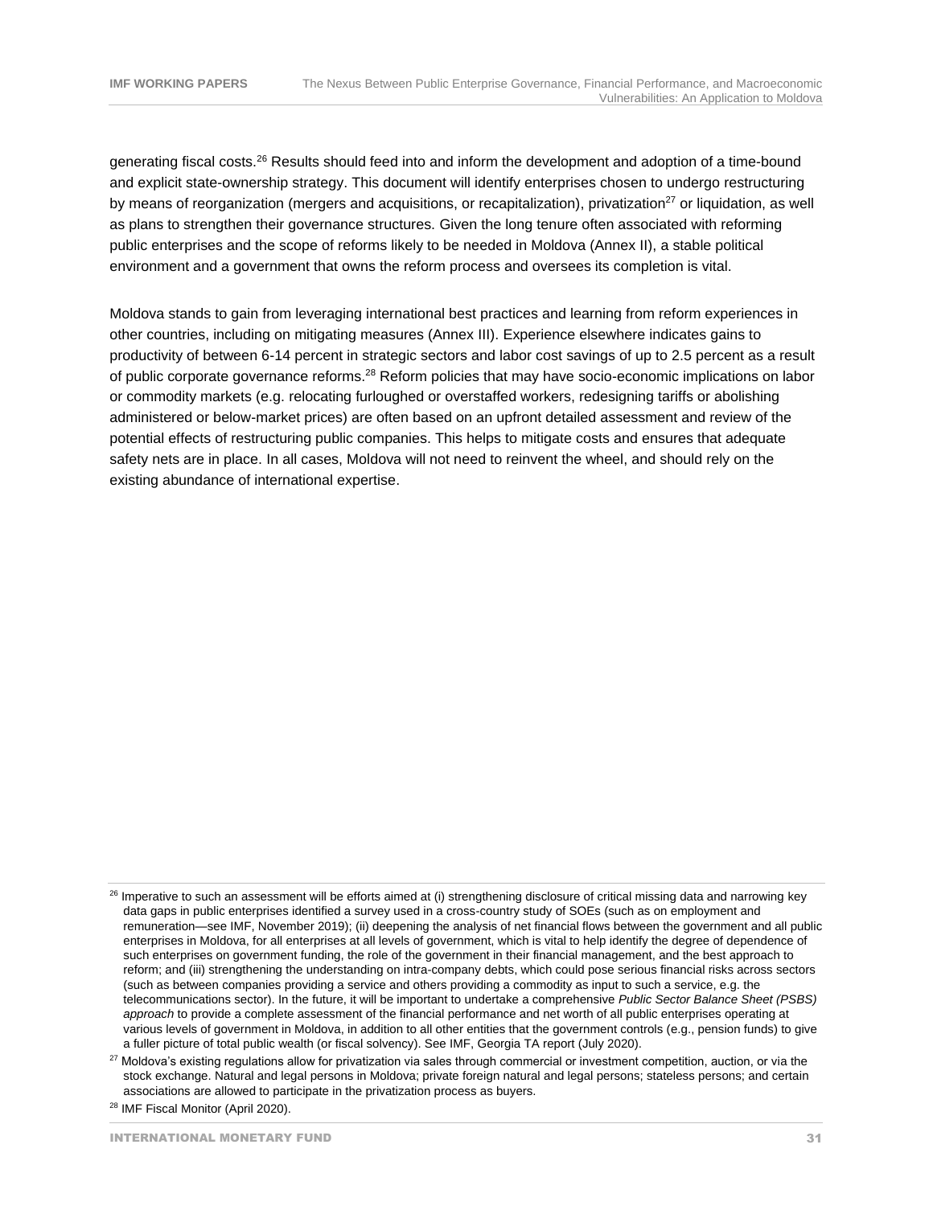generating fiscal costs.[26] Results should feed into and inform the development and adoption of a time-bound and explicit state-ownership strategy. This document will identify enterprises chosen to undergo restructuring by means of reorganization (mergers and acquisitions, or recapitalization), privatization[27] or liquidation, as well as plans to strengthen their governance structures. Given the long tenure often associated with reforming public enterprises and the scope of reforms likely to be needed in Moldova (Annex II), a stable political environment and a government that owns the reform process and oversees its completion is vital.

Moldova stands to gain from leveraging international best practices and learning from reform experiences in other countries, including on mitigating measures (Annex III). Experience elsewhere indicates gains to productivity of between 6-14 percent in strategic sectors and labor cost savings of up to 2.5 percent as a result of public corporate governance reforms.[28] Reform policies that may have socio-economic implications on labor or commodity markets (e.g. relocating furloughed or overstaffed workers, redesigning tariffs or abolishing administered or below-market prices) are often based on an upfront detailed assessment and review of the potential effects of restructuring public companies. This helps to mitigate costs and ensures that adequate safety nets are in place. In all cases, Moldova will not need to reinvent the wheel, and should rely on the existing abundance of international expertise.

---

[26] Imperative to such an assessment will be efforts aimed at (i) strengthening disclosure of critical missing data and narrowing key data gaps in public enterprises identified a survey used in a cross-country study of SOEs (such as on employment and remuneration—see IMF, November 2019); (ii) deepening the analysis of net financial flows between the government and all public enterprises in Moldova, for all enterprises at all levels of government, which is vital to help identify the degree of dependence of such enterprises on government funding, the role of the government in their financial management, and the best approach to reform; and (iii) strengthening the understanding on intra-company debts, which could pose serious financial risks across sectors (such as between companies providing a service and others providing a commodity as input to such a service, e.g. the telecommunications sector). In the future, it will be important to undertake a comprehensive *Public Sector Balance Sheet (PSBS) approach* to provide a complete assessment of the financial performance and net worth of all public enterprises operating at various levels of government in Moldova, in addition to all other entities that the government controls (e.g., pension funds) to give a fuller picture of total public wealth (or fiscal solvency). See IMF, Georgia TA report (July 2020).

[27] Moldova's existing regulations allow for privatization via sales through commercial or investment competition, auction, or via the stock exchange. Natural and legal persons in Moldova; private foreign natural and legal persons; stateless persons; and certain associations are allowed to participate in the privatization process as buyers.

[28] IMF Fiscal Monitor (April 2020).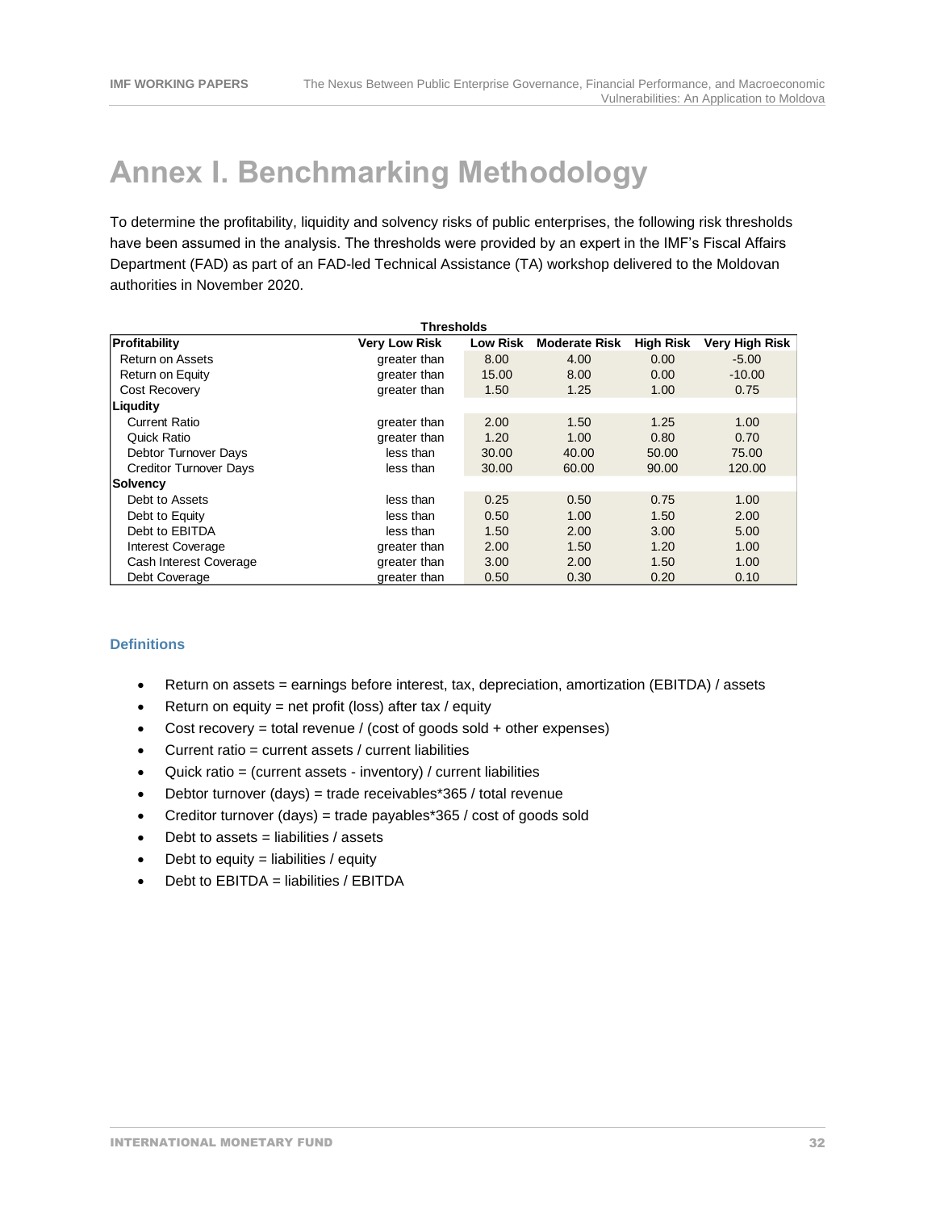# Annex I. Benchmarking Methodology

To determine the profitability, liquidity and solvency risks of public enterprises, the following risk thresholds have been assumed in the analysis. The thresholds were provided by an expert in the IMF's Fiscal Affairs Department (FAD) as part of an FAD-led Technical Assistance (TA) workshop delivered to the Moldovan authorities in November 2020.

| Thresholds | | | | | |
|---|---|---|---|---|---|
| **Profitability** | **Very Low Risk** | **Low Risk** | **Moderate Risk** | **High Risk** | **Very High Risk** |
| Return on Assets | greater than | 8.00 | 4.00 | 0.00 | -5.00 |
| Return on Equity | greater than | 15.00 | 8.00 | 0.00 | -10.00 |
| Cost Recovery | greater than | 1.50 | 1.25 | 1.00 | 0.75 |
| **Liqudity** | | | | | |
| Current Ratio | greater than | 2.00 | 1.50 | 1.25 | 1.00 |
| Quick Ratio | greater than | 1.20 | 1.00 | 0.80 | 0.70 |
| Debtor Turnover Days | less than | 30.00 | 40.00 | 50.00 | 75.00 |
| Creditor Turnover Days | less than | 30.00 | 60.00 | 90.00 | 120.00 |
| **Solvency** | | | | | |
| Debt to Assets | less than | 0.25 | 0.50 | 0.75 | 1.00 |
| Debt to Equity | less than | 0.50 | 1.00 | 1.50 | 2.00 |
| Debt to EBITDA | less than | 1.50 | 2.00 | 3.00 | 5.00 |
| Interest Coverage | greater than | 2.00 | 1.50 | 1.20 | 1.00 |
| Cash Interest Coverage | greater than | 3.00 | 2.00 | 1.50 | 1.00 |
| Debt Coverage | greater than | 0.50 | 0.30 | 0.20 | 0.10 |

### Definitions

- Return on assets = earnings before interest, tax, depreciation, amortization (EBITDA) / assets
- Return on equity = net profit (loss) after tax / equity
- Cost recovery = total revenue / (cost of goods sold + other expenses)
- Current ratio = current assets / current liabilities
- Quick ratio = (current assets - inventory) / current liabilities
- Debtor turnover (days) = trade receivables*365 / total revenue
- Creditor turnover (days) = trade payables*365 / cost of goods sold
- Debt to assets = liabilities / assets
- Debt to equity = liabilities / equity
- Debt to EBITDA = liabilities / EBITDA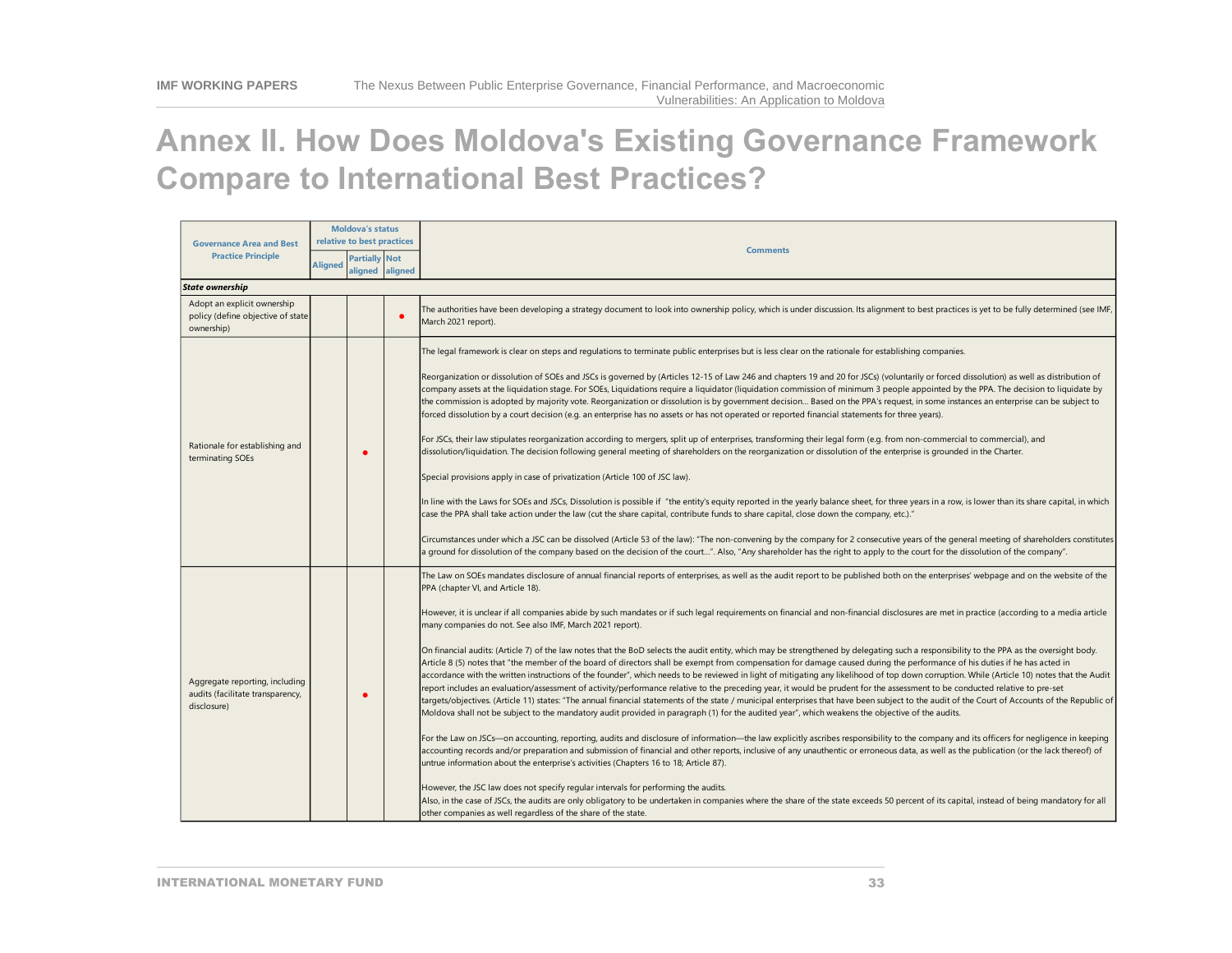# Annex II. How Does Moldova's Existing Governance Framework Compare to International Best Practices?

| Governance Area and Best Practice Principle | Moldova's status relative to best practices | | | Comments |
|---|---|---|---|---|
| | Aligned | Partially aligned | Not aligned | |
| ***State ownership*** | | | | |
| Adopt an explicit ownership policy (define objective of state ownership) | | | ● | The authorities have been developing a strategy document to look into ownership policy, which is under discussion. Its alignment to best practices is yet to be fully determined (see IMF, March 2021 report). |
| Rationale for establishing and terminating SOEs | | ● | | The legal framework is clear on steps and regulations to terminate public enterprises but is less clear on the rationale for establishing companies.<br><br>Reorganization or dissolution of SOEs and JSCs is governed by (Articles 12-15 of Law 246 and chapters 19 and 20 for JSCs) (voluntarily or forced dissolution) as well as distribution of company assets at the liquidation stage. For SOEs, Liquidations require a liquidator (liquidation commission of minimum 3 people appointed by the PPA. The decision to liquidate by the commission is adopted by majority vote. Reorganization or dissolution is by government decision... Based on the PPA's request, in some instances an enterprise can be subject to forced dissolution by a court decision (e.g. an enterprise has no assets or has not operated or reported financial statements for three years).<br><br>For JSCs, their law stipulates reorganization according to mergers, split up of enterprises, transforming their legal form (e.g. from non-commercial to commercial), and dissolution/liquidation. The decision following general meeting of shareholders on the reorganization or dissolution of the enterprise is grounded in the Charter.<br><br>Special provisions apply in case of privatization (Article 100 of JSC law).<br><br>In line with the Laws for SOEs and JSCs, Dissolution is possible if "the entity's equity reported in the yearly balance sheet, for three years in a row, is lower than its share capital, in which case the PPA shall take action under the law (cut the share capital, contribute funds to share capital, close down the company, etc.)."<br><br>Circumstances under which a JSC can be dissolved (Article 53 of the law): "The non-convening by the company for 2 consecutive years of the general meeting of shareholders constitutes a ground for dissolution of the company based on the decision of the court...". Also, "Any shareholder has the right to apply to the court for the dissolution of the company". |
| Aggregate reporting, including audits (facilitate transparency, disclosure) | | ● | | The Law on SOEs mandates disclosure of annual financial reports of enterprises, as well as the audit report to be published both on the enterprises' webpage and on the website of the PPA (chapter VI, and Article 18).<br><br>However, it is unclear if all companies abide by such mandates or if such legal requirements on financial and non-financial disclosures are met in practice (according to a media article many companies do not. See also IMF, March 2021 report).<br><br>On financial audits: (Article 7) of the law notes that the BoD selects the audit entity, which may be strengthened by delegating such a responsibility to the PPA as the oversight body. Article 8 (5) notes that "the member of the board of directors shall be exempt from compensation for damage caused during the performance of his duties if he has acted in accordance with the written instructions of the founder", which needs to be reviewed in light of mitigating any likelihood of top down corruption. While (Article 10) notes that the Audit report includes an evaluation/assessment of activity/performance relative to the preceding year, it would be prudent for the assessment to be conducted relative to pre-set targets/objectives. (Article 11) states: "The annual financial statements of the state / municipal enterprises that have been subject to the audit of the Court of Accounts of the Republic of Moldova shall not be subject to the mandatory audit provided in paragraph (1) for the audited year", which weakens the objective of the audits.<br><br>For the Law on JSCs—on accounting, reporting, audits and disclosure of information—the law explicitly ascribes responsibility to the company and its officers for negligence in keeping accounting records and/or preparation and submission of financial and other reports, inclusive of any unauthentic or erroneous data, as well as the publication (or the lack thereof) of untrue information about the enterprise's activities (Chapters 16 to 18; Article 87).<br><br>However, the JSC law does not specify regular intervals for performing the audits.<br>Also, in the case of JSCs, the audits are only obligatory to be undertaken in companies where the share of the state exceeds 50 percent of its capital, instead of being mandatory for all other companies as well regardless of the share of the state. |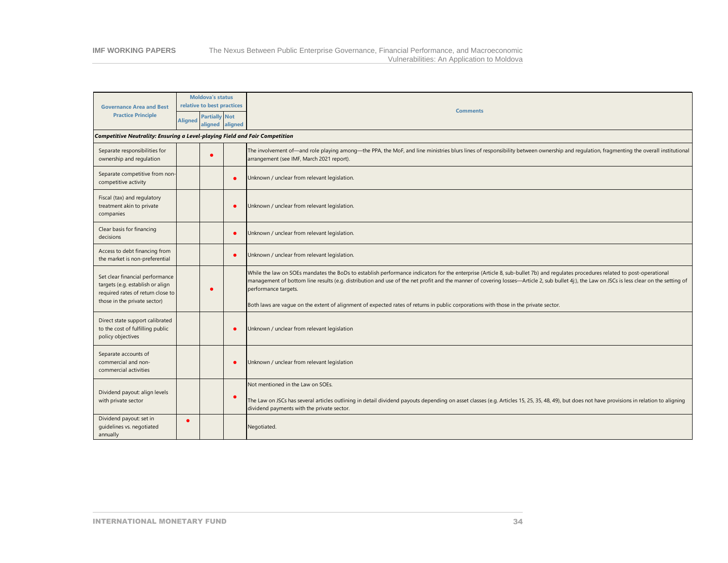| Governance Area and Best Practice Principle | Moldova's status relative to best practices | | | Comments |
|---|---|---|---|---|
| | Aligned | Partially aligned | Not aligned | |
| ***Competitive Neutrality: Ensuring a Level-playing Field and Fair Competition*** | | | | |
| Separate responsibilities for ownership and regulation | | ● | | The involvement of—and role playing among—the PPA, the MoF, and line ministries blurs lines of responsibility between ownership and regulation, fragmenting the overall institutional arrangement (see IMF, March 2021 report). |
| Separate competitive from non-competitive activity | | | ● | Unknown / unclear from relevant legislation. |
| Fiscal (tax) and regulatory treatment akin to private companies | | | ● | Unknown / unclear from relevant legislation. |
| Clear basis for financing decisions | | | ● | Unknown / unclear from relevant legislation. |
| Access to debt financing from the market is non-preferential | | | ● | Unknown / unclear from relevant legislation. |
| Set clear financial performance targets (e.g. establish or align required rates of return close to those in the private sector) | | ● | | While the law on SOEs mandates the BoDs to establish performance indicators for the enterprise (Article 8, sub-bullet 7b) and regulates procedures related to post-operational management of bottom line results (e.g. distribution and use of the net profit and the manner of covering losses—Article 2, sub bullet 4j;), the Law on JSCs is less clear on the setting of performance targets.<br><br>Both laws are vague on the extent of alignment of expected rates of returns in public corporations with those in the private sector. |
| Direct state support calibrated to the cost of fulfilling public policy objectives | | | ● | Unknown / unclear from relevant legislation |
| Separate accounts of commercial and non-commercial activities | | | ● | Unknown / unclear from relevant legislation |
| Dividend payout: align levels with private sector | | | ● | Not mentioned in the Law on SOEs.<br><br>The Law on JSCs has several articles outlining in detail dividend payouts depending on asset classes (e.g. Articles 15, 25, 35, 48, 49), but does not have provisions in relation to aligning dividend payments with the private sector. |
| Dividend payout: set in guidelines vs. negotiated annually | ● | | | Negotiated. |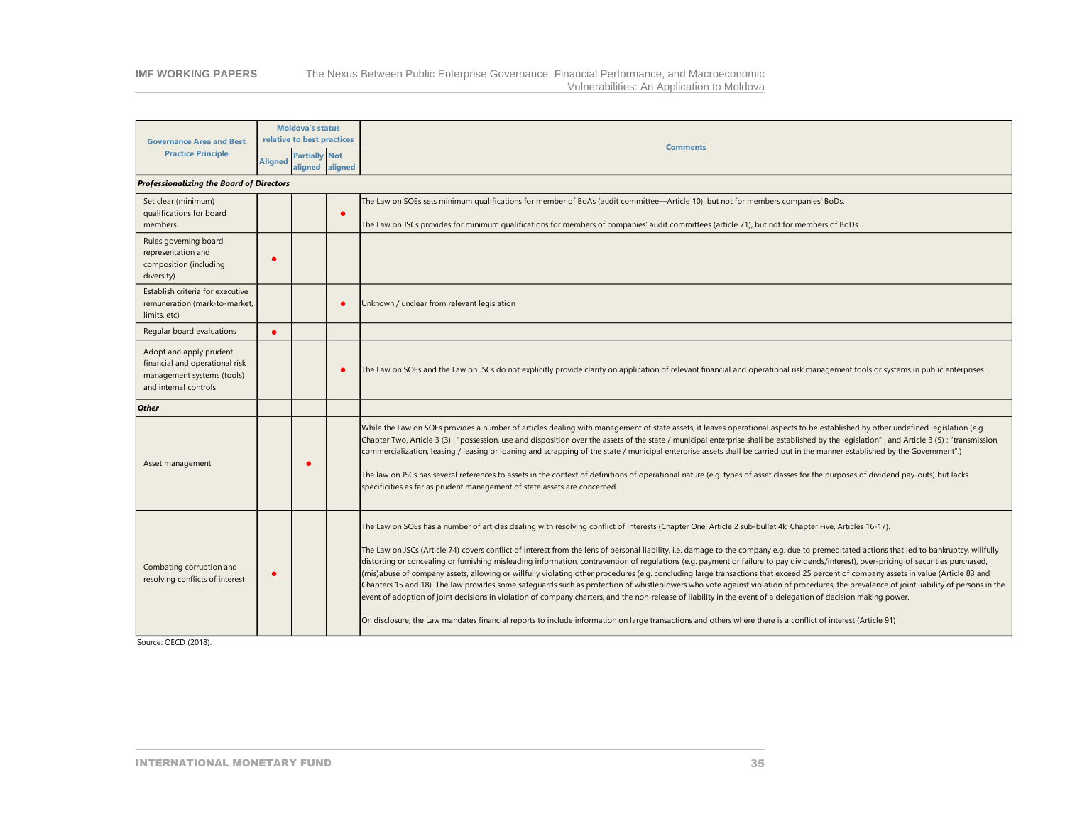| Governance Area and Best Practice Principle | Moldova's status relative to best practices | | | Comments |
|---|---|---|---|---|
| | Aligned | Partially aligned | Not aligned | |
| ***Professionalizing the Board of Directors*** | | | | |
| Set clear (minimum) qualifications for board members | | | ● | The Law on SOEs sets minimum qualifications for member of BoAs (audit committee—Article 10), but not for members companies' BoDs.<br><br>The Law on JSCs provides for minimum qualifications for members of companies' audit committees (article 71), but not for members of BoDs. |
| Rules governing board representation and composition (including diversity) | ● | | | |
| Establish criteria for executive remuneration (mark-to-market, limits, etc) | | | ● | Unknown / unclear from relevant legislation |
| Regular board evaluations | ● | | | |
| Adopt and apply prudent financial and operational risk management systems (tools) and internal controls | | | ● | The Law on SOEs and the Law on JSCs do not explicitly provide clarity on application of relevant financial and operational risk management tools or systems in public enterprises. |
| ***Other*** | | | | |
| Asset management | | ● | | While the Law on SOEs provides a number of articles dealing with management of state assets, it leaves operational aspects to be established by other undefined legislation (e.g. Chapter Two, Article 3 (3) : "possession, use and disposition over the assets of the state / municipal enterprise shall be established by the legislation" ; and Article 3 (5) : "transmission, commercialization, leasing / leasing or loaning and scrapping of the state / municipal enterprise assets shall be carried out in the manner established by the Government".)<br><br>The law on JSCs has several references to assets in the context of definitions of operational nature (e.g. types of asset classes for the purposes of dividend pay-outs) but lacks specificities as far as prudent management of state assets are concerned. |
| Combating corruption and resolving conflicts of interest | ● | | | The Law on SOEs has a number of articles dealing with resolving conflict of interests (Chapter One, Article 2 sub-bullet 4k; Chapter Five, Articles 16-17).<br><br>The Law on JSCs (Article 74) covers conflict of interest from the lens of personal liability, i.e. damage to the company e.g. due to premeditated actions that led to bankruptcy, willfully distorting or concealing or furnishing misleading information, contravention of regulations (e.g. payment or failure to pay dividends/interest), over-pricing of securities purchased, (mis)abuse of company assets, allowing or willfully violating other procedures (e.g. concluding large transactions that exceed 25 percent of company assets in value (Article 83 and Chapters 15 and 18). The law provides some safeguards such as protection of whistleblowers who vote against violation of procedures, the prevalence of joint liability of persons in the event of adoption of joint decisions in violation of company charters, and the non-release of liability in the event of a delegation of decision making power.<br><br>On disclosure, the Law mandates financial reports to include information on large transactions and others where there is a conflict of interest (Article 91) |

Source: OECD (2018).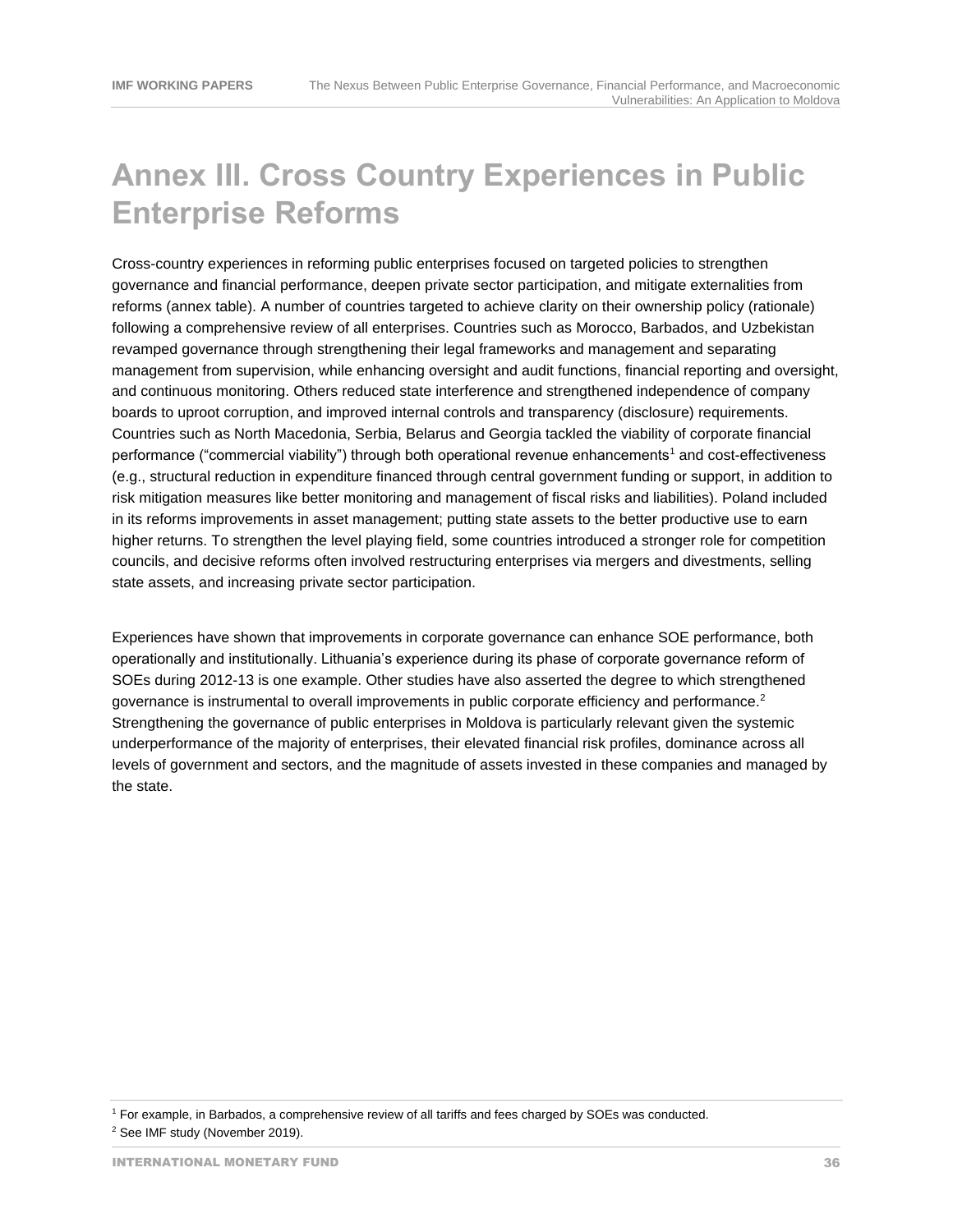# Annex III. Cross Country Experiences in Public Enterprise Reforms

Cross-country experiences in reforming public enterprises focused on targeted policies to strengthen governance and financial performance, deepen private sector participation, and mitigate externalities from reforms (annex table). A number of countries targeted to achieve clarity on their ownership policy (rationale) following a comprehensive review of all enterprises. Countries such as Morocco, Barbados, and Uzbekistan revamped governance through strengthening their legal frameworks and management and separating management from supervision, while enhancing oversight and audit functions, financial reporting and oversight, and continuous monitoring. Others reduced state interference and strengthened independence of company boards to uproot corruption, and improved internal controls and transparency (disclosure) requirements. Countries such as North Macedonia, Serbia, Belarus and Georgia tackled the viability of corporate financial performance ("commercial viability") through both operational revenue enhancements[1] and cost-effectiveness (e.g., structural reduction in expenditure financed through central government funding or support, in addition to risk mitigation measures like better monitoring and management of fiscal risks and liabilities). Poland included in its reforms improvements in asset management; putting state assets to the better productive use to earn higher returns. To strengthen the level playing field, some countries introduced a stronger role for competition councils, and decisive reforms often involved restructuring enterprises via mergers and divestments, selling state assets, and increasing private sector participation.

Experiences have shown that improvements in corporate governance can enhance SOE performance, both operationally and institutionally. Lithuania's experience during its phase of corporate governance reform of SOEs during 2012-13 is one example. Other studies have also asserted the degree to which strengthened governance is instrumental to overall improvements in public corporate efficiency and performance.[2] Strengthening the governance of public enterprises in Moldova is particularly relevant given the systemic underperformance of the majority of enterprises, their elevated financial risk profiles, dominance across all levels of government and sectors, and the magnitude of assets invested in these companies and managed by the state.

[1] For example, in Barbados, a comprehensive review of all tariffs and fees charged by SOEs was conducted.

[2] See IMF study (November 2019).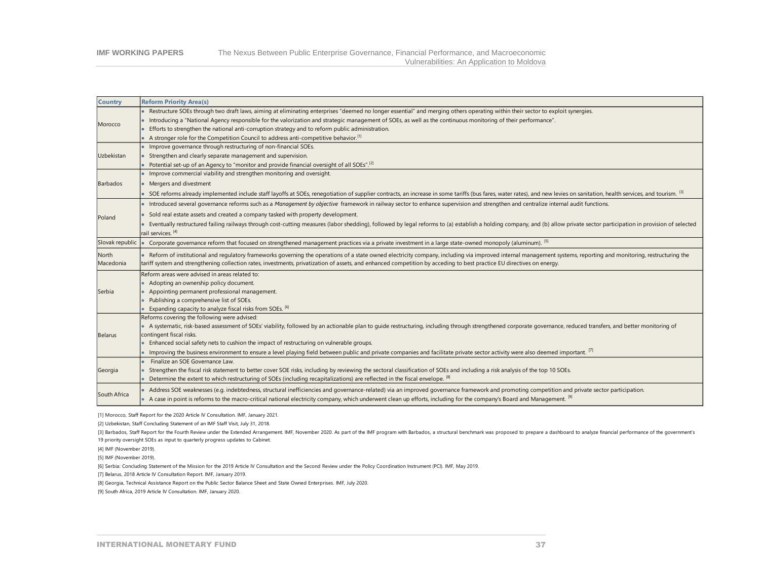| Country | Reform Priority Area(s) |
|---|---|
| Morocco | • Restructure SOEs through two draft laws, aiming at eliminating enterprises "deemed no longer essential" and merging others operating within their sector to exploit synergies.<br>• Introducing a "National Agency responsible for the valorization and strategic management of SOEs, as well as the continuous monitoring of their performance".<br>• Efforts to strengthen the national anti-corruption strategy and to reform public administration.<br>• A stronger role for the Competition Council to address anti-competitive behavior.[1] |
| Uzbekistan | • Improve governance through restructuring of non-financial SOEs.<br>• Strengthen and clearly separate management and supervision.<br>• Potential set-up of an Agency to "monitor and provide financial oversight of all SOEs".[2] |
| Barbados | • Improve commercial viability and strengthen monitoring and oversight.<br>• Mergers and divestment<br>• SOE reforms already implemented include staff layoffs at SOEs, renegotiation of supplier contracts, an increase in some tariffs (bus fares, water rates), and new levies on sanitation, health services, and tourism. [3] |
| Poland | • Introduced several governance reforms such as a *Management by objective* framework in railway sector to enhance supervision and strengthen and centralize internal audit functions.<br>• Sold real estate assets and created a company tasked with property development.<br>• Eventually restructured failing railways through cost-cutting measures (labor shedding), followed by legal reforms to (a) establish a holding company, and (b) allow private sector participation in provision of selected rail services. [4] |
| Slovak republic | • Corporate governance reform that focused on strengthened management practices via a private investment in a large state-owned monopoly (aluminum). [5] |
| North Macedonia | • Reform of institutional and regulatory frameworks governing the operations of a state owned electricity company, including via improved internal management systems, reporting and monitoring, restructuring the tariff system and strengthening collection rates, investments, privatization of assets, and enhanced competition by acceding to best practice EU directives on energy. |
| Serbia | Reform areas were advised in areas related to:<br>• Adopting an ownership policy document.<br>• Appointing permanent professional management.<br>• Publishing a comprehensive list of SOEs.<br>• Expanding capacity to analyze fiscal risks from SOEs. [6] |
| Belarus | Reforms covering the following were advised:<br>• A systematic, risk-based assessment of SOEs' viability, followed by an actionable plan to guide restructuring, including through strengthened corporate governance, reduced transfers, and better monitoring of contingent fiscal risks.<br>• Enhanced social safety nets to cushion the impact of restructuring on vulnerable groups.<br>• Improving the business environment to ensure a level playing field between public and private companies and facilitate private sector activity were also deemed important. [7] |
| Georgia | • Finalize an SOE Governance Law.<br>• Strengthen the fiscal risk statement to better cover SOE risks, including by reviewing the sectoral classification of SOEs and including a risk analysis of the top 10 SOEs.<br>• Determine the extent to which restructuring of SOEs (including recapitalizations) are reflected in the fiscal envelope. [8] |
| South Africa | • Address SOE weaknesses (e.g. indebtedness, structural inefficiencies and governance-related) via an improved governance framework and promoting competition and private sector participation.<br>• A case in point is reforms to the macro-critical national electricity company, which underwent clean up efforts, including for the company's Board and Management. [9] |

[1] Morocco, Staff Report for the 2020 Article IV Consultation. IMF, January 2021.

[2] Uzbekistan, Staff Concluding Statement of an IMF Staff Visit, July 31, 2018.

[3] Barbados, Staff Report for the Fourth Review under the Extended Arrangement. IMF, November 2020. As part of the IMF program with Barbados, a structural benchmark was proposed to prepare a dashboard to analyze financial performance of the government's 19 priority oversight SOEs as input to quarterly progress updates to Cabinet.

[4] IMF (November 2019).

[5] IMF (November 2019).

[6] Serbia: Concluding Statement of the Mission for the 2019 Article IV Consultation and the Second Review under the Policy Coordination Instrument (PCI). IMF, May 2019.

[7] Belarus, 2018 Article IV Consultation Report. IMF, January 2019.

[8] Georgia, Technical Assistance Report on the Public Sector Balance Sheet and State Owned Enterprises. IMF, July 2020.

[9] South Africa, 2019 Article IV Consultation. IMF, January 2020.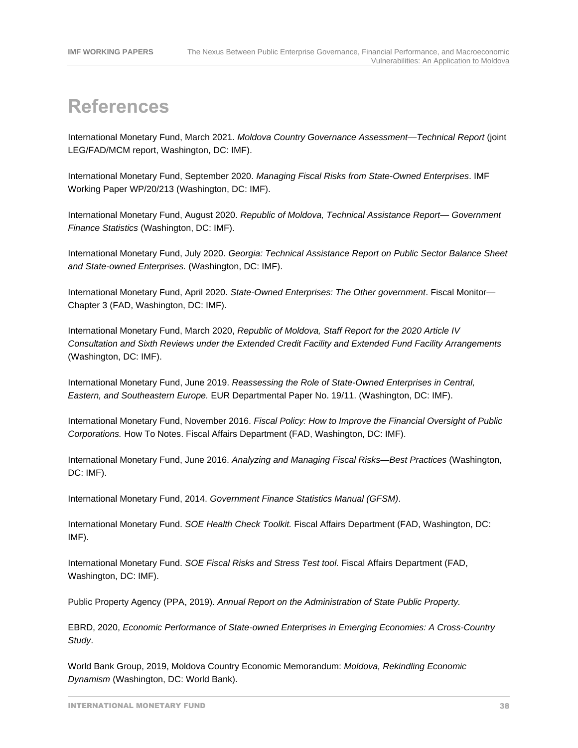# References

International Monetary Fund, March 2021. *Moldova Country Governance Assessment—Technical Report* (joint LEG/FAD/MCM report, Washington, DC: IMF).

International Monetary Fund, September 2020. *Managing Fiscal Risks from State-Owned Enterprises*. IMF Working Paper WP/20/213 (Washington, DC: IMF).

International Monetary Fund, August 2020. *Republic of Moldova, Technical Assistance Report— Government Finance Statistics* (Washington, DC: IMF).

International Monetary Fund, July 2020. *Georgia: Technical Assistance Report on Public Sector Balance Sheet and State-owned Enterprises.* (Washington, DC: IMF).

International Monetary Fund, April 2020. *State-Owned Enterprises: The Other government*. Fiscal Monitor—Chapter 3 (FAD, Washington, DC: IMF).

International Monetary Fund, March 2020, *Republic of Moldova, Staff Report for the 2020 Article IV Consultation and Sixth Reviews under the Extended Credit Facility and Extended Fund Facility Arrangements* (Washington, DC: IMF).

International Monetary Fund, June 2019. *Reassessing the Role of State-Owned Enterprises in Central, Eastern, and Southeastern Europe.* EUR Departmental Paper No. 19/11. (Washington, DC: IMF).

International Monetary Fund, November 2016. *Fiscal Policy: How to Improve the Financial Oversight of Public Corporations.* How To Notes. Fiscal Affairs Department (FAD, Washington, DC: IMF).

International Monetary Fund, June 2016. *Analyzing and Managing Fiscal Risks—Best Practices* (Washington, DC: IMF).

International Monetary Fund, 2014. *Government Finance Statistics Manual (GFSM)*.

International Monetary Fund. *SOE Health Check Toolkit.* Fiscal Affairs Department (FAD, Washington, DC: IMF).

International Monetary Fund. *SOE Fiscal Risks and Stress Test tool.* Fiscal Affairs Department (FAD, Washington, DC: IMF).

Public Property Agency (PPA, 2019). *Annual Report on the Administration of State Public Property.*

EBRD, 2020, *Economic Performance of State-owned Enterprises in Emerging Economies: A Cross-Country Study*.

World Bank Group, 2019, Moldova Country Economic Memorandum: *Moldova, Rekindling Economic Dynamism* (Washington, DC: World Bank).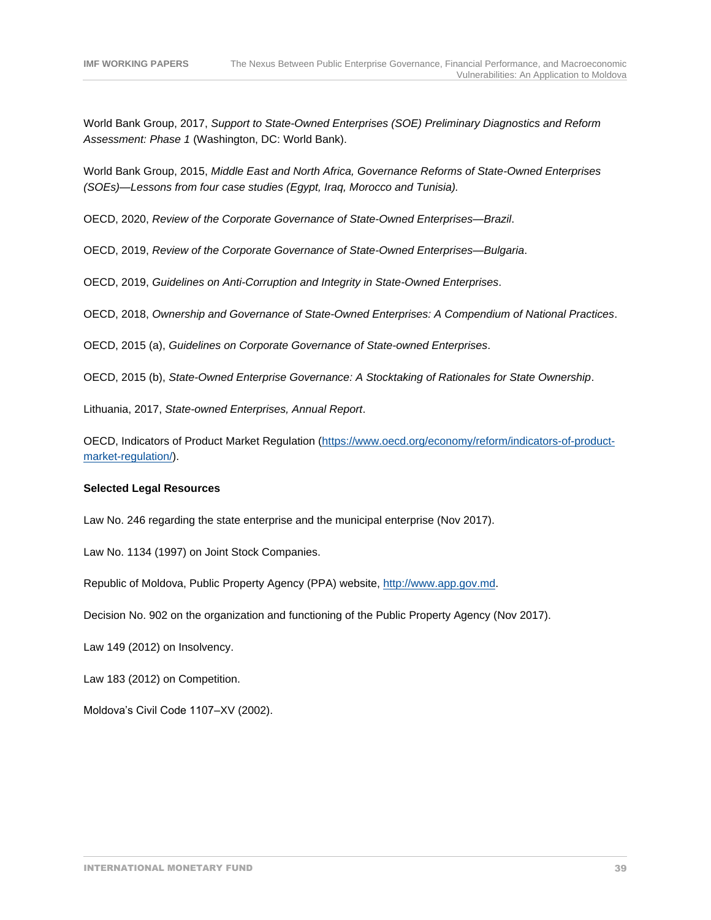World Bank Group, 2017, *Support to State-Owned Enterprises (SOE) Preliminary Diagnostics and Reform Assessment: Phase 1* (Washington, DC: World Bank).

World Bank Group, 2015, *Middle East and North Africa, Governance Reforms of State-Owned Enterprises (SOEs)—Lessons from four case studies (Egypt, Iraq, Morocco and Tunisia).*

OECD, 2020, *Review of the Corporate Governance of State-Owned Enterprises—Brazil*.

OECD, 2019, *Review of the Corporate Governance of State-Owned Enterprises—Bulgaria*.

OECD, 2019, *Guidelines on Anti-Corruption and Integrity in State-Owned Enterprises*.

OECD, 2018, *Ownership and Governance of State-Owned Enterprises: A Compendium of National Practices*.

OECD, 2015 (a), *Guidelines on Corporate Governance of State-owned Enterprises*.

OECD, 2015 (b), *State-Owned Enterprise Governance: A Stocktaking of Rationales for State Ownership*.

Lithuania, 2017, *State-owned Enterprises, Annual Report*.

OECD, Indicators of Product Market Regulation (https://www.oecd.org/economy/reform/indicators-of-product-market-regulation/).

**Selected Legal Resources**

Law No. 246 regarding the state enterprise and the municipal enterprise (Nov 2017).

Law No. 1134 (1997) on Joint Stock Companies.

Republic of Moldova, Public Property Agency (PPA) website, http://www.app.gov.md.

Decision No. 902 on the organization and functioning of the Public Property Agency (Nov 2017).

Law 149 (2012) on Insolvency.

Law 183 (2012) on Competition.

Moldova's Civil Code 1107–XV (2002).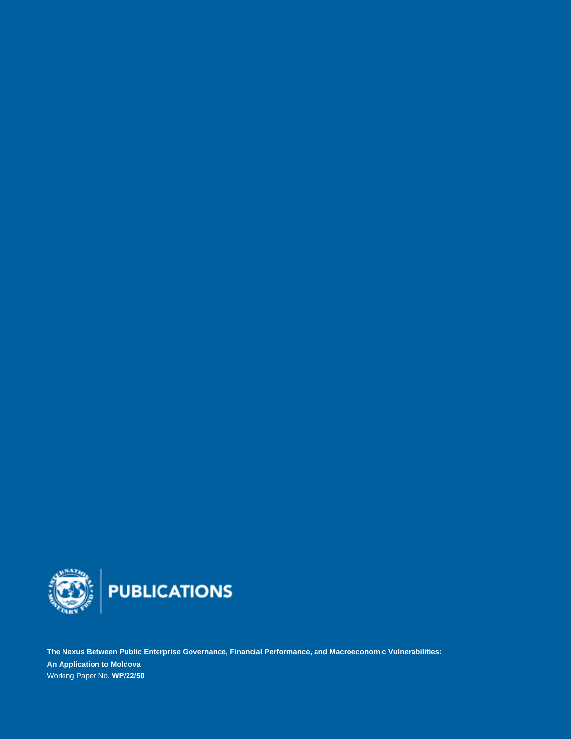**PUBLICATIONS**

**The Nexus Between Public Enterprise Governance, Financial Performance, and Macroeconomic Vulnerabilities: An Application to Moldova**

Working Paper No. **WP/22/50**